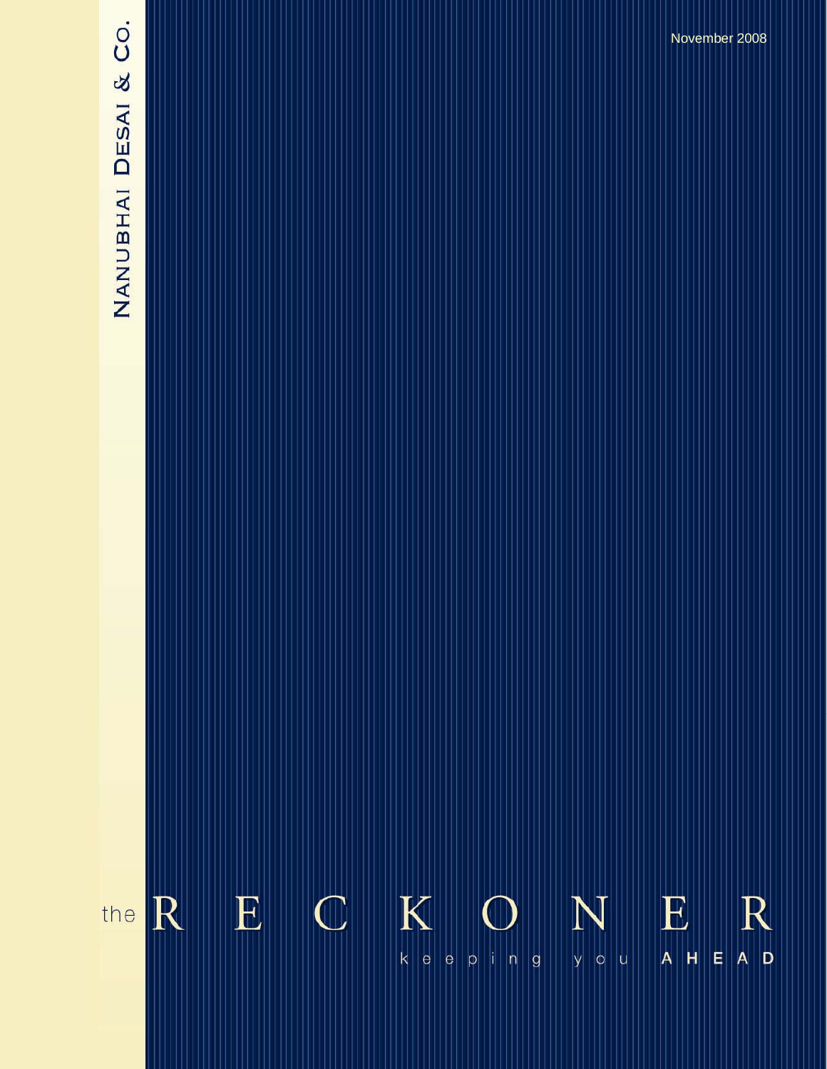NANUBHAI DESAI & CO.

November 2008

# the RECKONER

keeping you AHEAD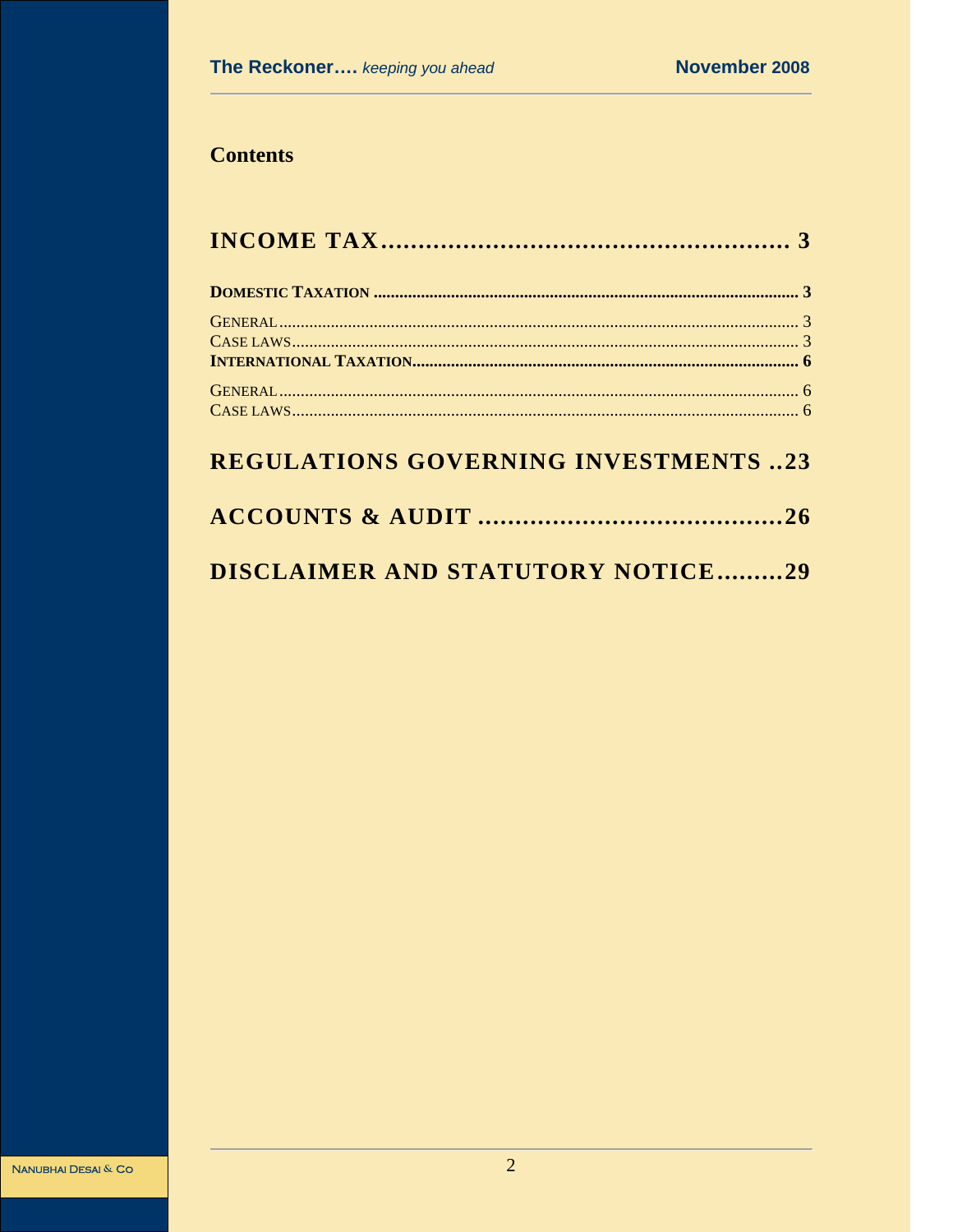## Contents

**INCOME TAX....................................................... 3**

**DOMESTIC TAXATION ....................................................................................................... 3**

GENERAL.......................................................................................................................... 3
CASE LAWS........................................................................................................................ 3
**INTERNATIONAL TAXATION.............................................................................................. 6**

GENERAL.......................................................................................................................... 6
CASE LAWS........................................................................................................................ 6

**REGULATIONS GOVERNING INVESTMENTS ..23**

**ACCOUNTS & AUDIT .........................................26**

**DISCLAIMER AND STATUTORY NOTICE.........29**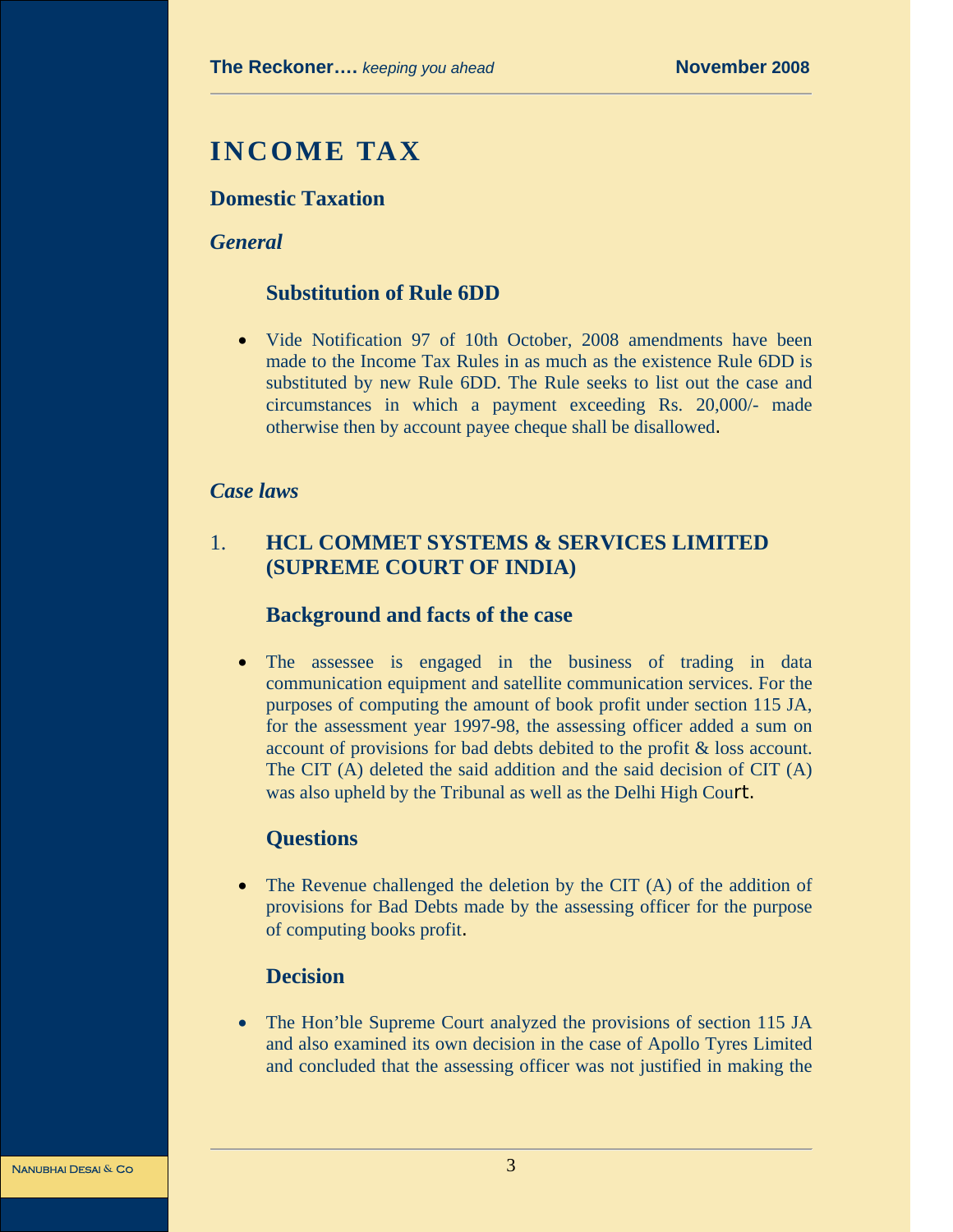# INCOME TAX

## Domestic Taxation

### *General*

#### Substitution of Rule 6DD

- Vide Notification 97 of 10th October, 2008 amendments have been made to the Income Tax Rules in as much as the existence Rule 6DD is substituted by new Rule 6DD. The Rule seeks to list out the case and circumstances in which a payment exceeding Rs. 20,000/- made otherwise then by account payee cheque shall be disallowed.

### *Case laws*

#### 1. HCL COMMET SYSTEMS & SERVICES LIMITED (SUPREME COURT OF INDIA)

#### Background and facts of the case

- The assessee is engaged in the business of trading in data communication equipment and satellite communication services. For the purposes of computing the amount of book profit under section 115 JA, for the assessment year 1997-98, the assessing officer added a sum on account of provisions for bad debts debited to the profit & loss account. The CIT (A) deleted the said addition and the said decision of CIT (A) was also upheld by the Tribunal as well as the Delhi High Court.

#### Questions

- The Revenue challenged the deletion by the CIT (A) of the addition of provisions for Bad Debts made by the assessing officer for the purpose of computing books profit.

#### Decision

- The Hon'ble Supreme Court analyzed the provisions of section 115 JA and also examined its own decision in the case of Apollo Tyres Limited and concluded that the assessing officer was not justified in making the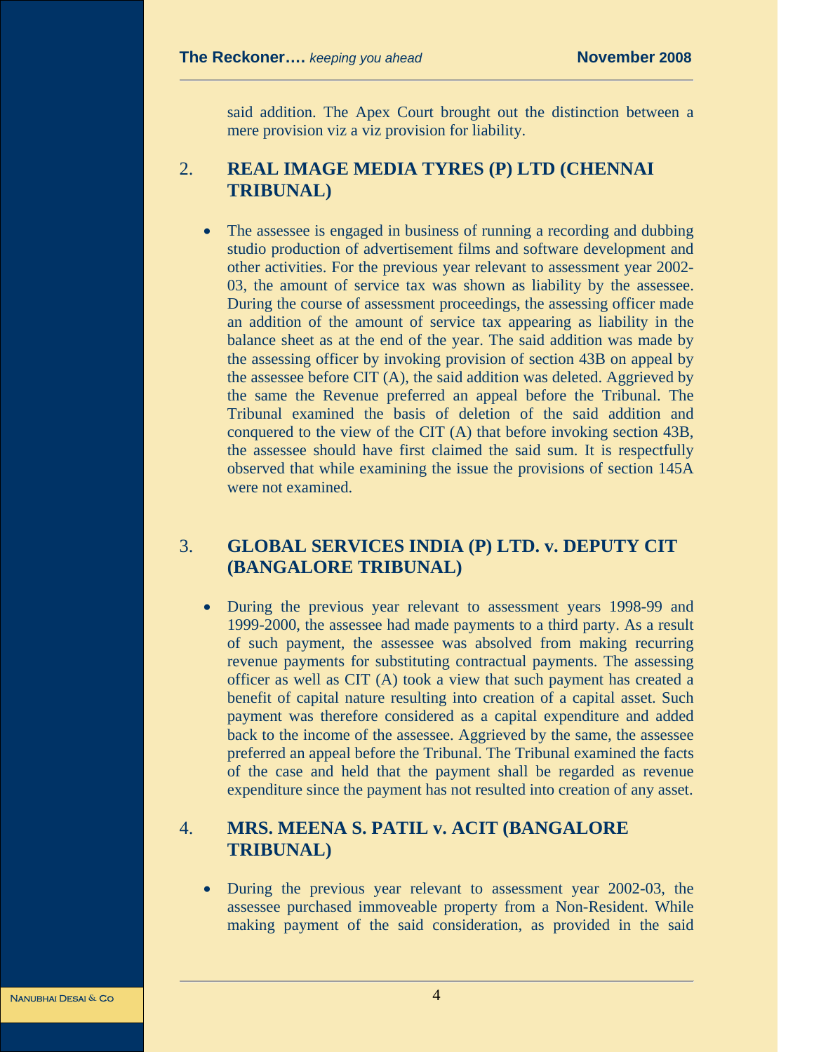said addition. The Apex Court brought out the distinction between a mere provision viz a viz provision for liability.

## 2. REAL IMAGE MEDIA TYRES (P) LTD (CHENNAI TRIBUNAL)

- The assessee is engaged in business of running a recording and dubbing studio production of advertisement films and software development and other activities. For the previous year relevant to assessment year 2002-03, the amount of service tax was shown as liability by the assessee. During the course of assessment proceedings, the assessing officer made an addition of the amount of service tax appearing as liability in the balance sheet as at the end of the year. The said addition was made by the assessing officer by invoking provision of section 43B on appeal by the assessee before CIT (A), the said addition was deleted. Aggrieved by the same the Revenue preferred an appeal before the Tribunal. The Tribunal examined the basis of deletion of the said addition and conquered to the view of the CIT (A) that before invoking section 43B, the assessee should have first claimed the said sum. It is respectfully observed that while examining the issue the provisions of section 145A were not examined.

## 3. GLOBAL SERVICES INDIA (P) LTD. v. DEPUTY CIT (BANGALORE TRIBUNAL)

- During the previous year relevant to assessment years 1998-99 and 1999-2000, the assessee had made payments to a third party. As a result of such payment, the assessee was absolved from making recurring revenue payments for substituting contractual payments. The assessing officer as well as CIT (A) took a view that such payment has created a benefit of capital nature resulting into creation of a capital asset. Such payment was therefore considered as a capital expenditure and added back to the income of the assessee. Aggrieved by the same, the assessee preferred an appeal before the Tribunal. The Tribunal examined the facts of the case and held that the payment shall be regarded as revenue expenditure since the payment has not resulted into creation of any asset.

## 4. MRS. MEENA S. PATIL v. ACIT (BANGALORE TRIBUNAL)

- During the previous year relevant to assessment year 2002-03, the assessee purchased immoveable property from a Non-Resident. While making payment of the said consideration, as provided in the said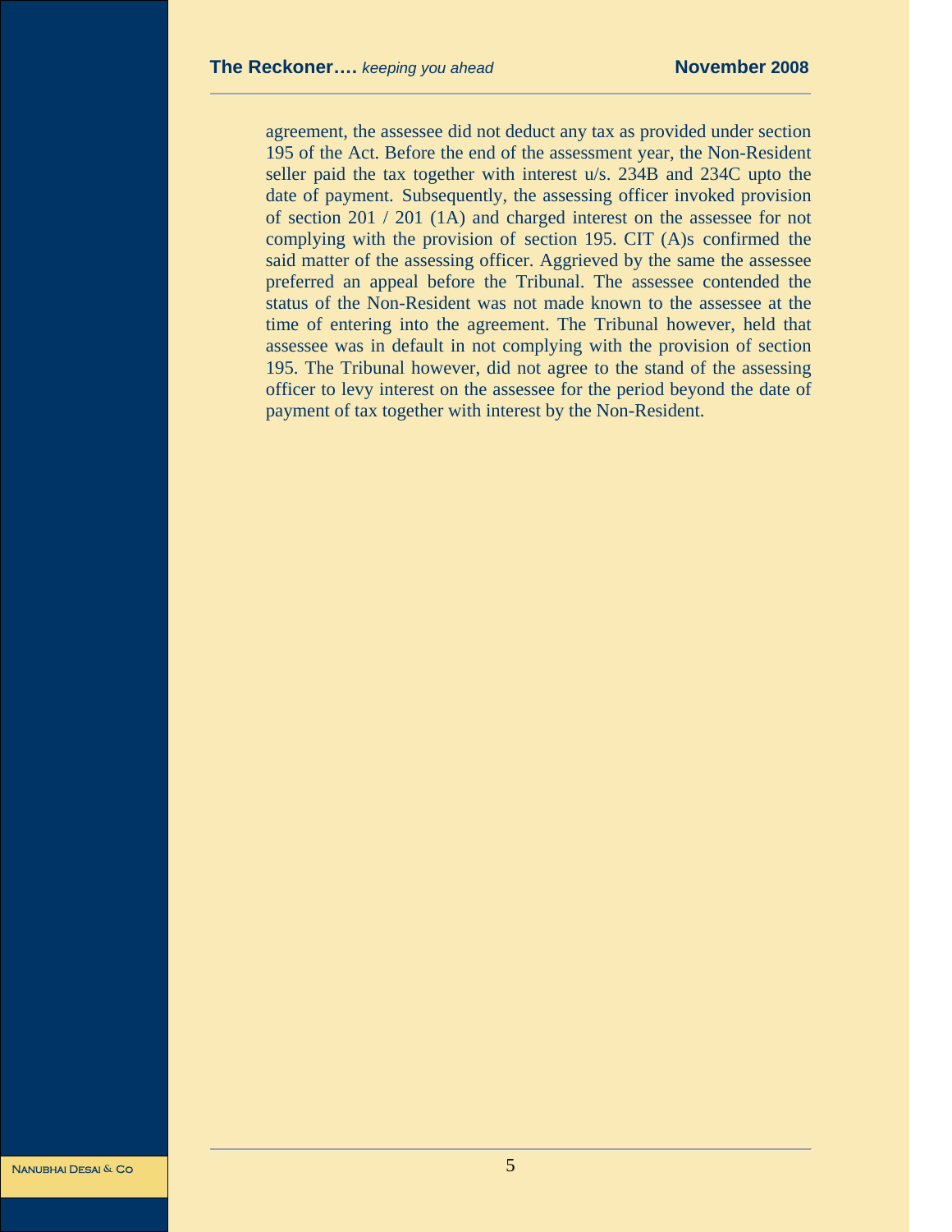agreement, the assessee did not deduct any tax as provided under section 195 of the Act. Before the end of the assessment year, the Non-Resident seller paid the tax together with interest u/s. 234B and 234C upto the date of payment. Subsequently, the assessing officer invoked provision of section 201 / 201 (1A) and charged interest on the assessee for not complying with the provision of section 195. CIT (A)s confirmed the said matter of the assessing officer. Aggrieved by the same the assessee preferred an appeal before the Tribunal. The assessee contended the status of the Non-Resident was not made known to the assessee at the time of entering into the agreement. The Tribunal however, held that assessee was in default in not complying with the provision of section 195. The Tribunal however, did not agree to the stand of the assessing officer to levy interest on the assessee for the period beyond the date of payment of tax together with interest by the Non-Resident.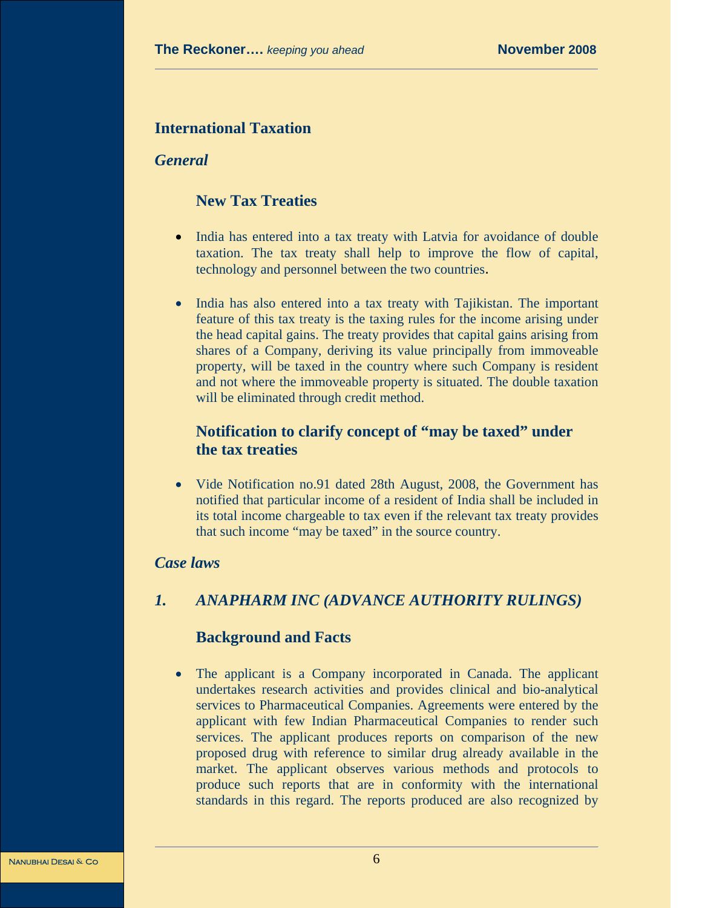## International Taxation

### *General*

#### New Tax Treaties

- India has entered into a tax treaty with Latvia for avoidance of double taxation. The tax treaty shall help to improve the flow of capital, technology and personnel between the two countries.

- India has also entered into a tax treaty with Tajikistan. The important feature of this tax treaty is the taxing rules for the income arising under the head capital gains. The treaty provides that capital gains arising from shares of a Company, deriving its value principally from immoveable property, will be taxed in the country where such Company is resident and not where the immoveable property is situated. The double taxation will be eliminated through credit method.

#### Notification to clarify concept of "may be taxed" under the tax treaties

- Vide Notification no.91 dated 28th August, 2008, the Government has notified that particular income of a resident of India shall be included in its total income chargeable to tax even if the relevant tax treaty provides that such income "may be taxed" in the source country.

### *Case laws*

### *1. ANAPHARM INC (ADVANCE AUTHORITY RULINGS)*

#### Background and Facts

- The applicant is a Company incorporated in Canada. The applicant undertakes research activities and provides clinical and bio-analytical services to Pharmaceutical Companies. Agreements were entered by the applicant with few Indian Pharmaceutical Companies to render such services. The applicant produces reports on comparison of the new proposed drug with reference to similar drug already available in the market. The applicant observes various methods and protocols to produce such reports that are in conformity with the international standards in this regard. The reports produced are also recognized by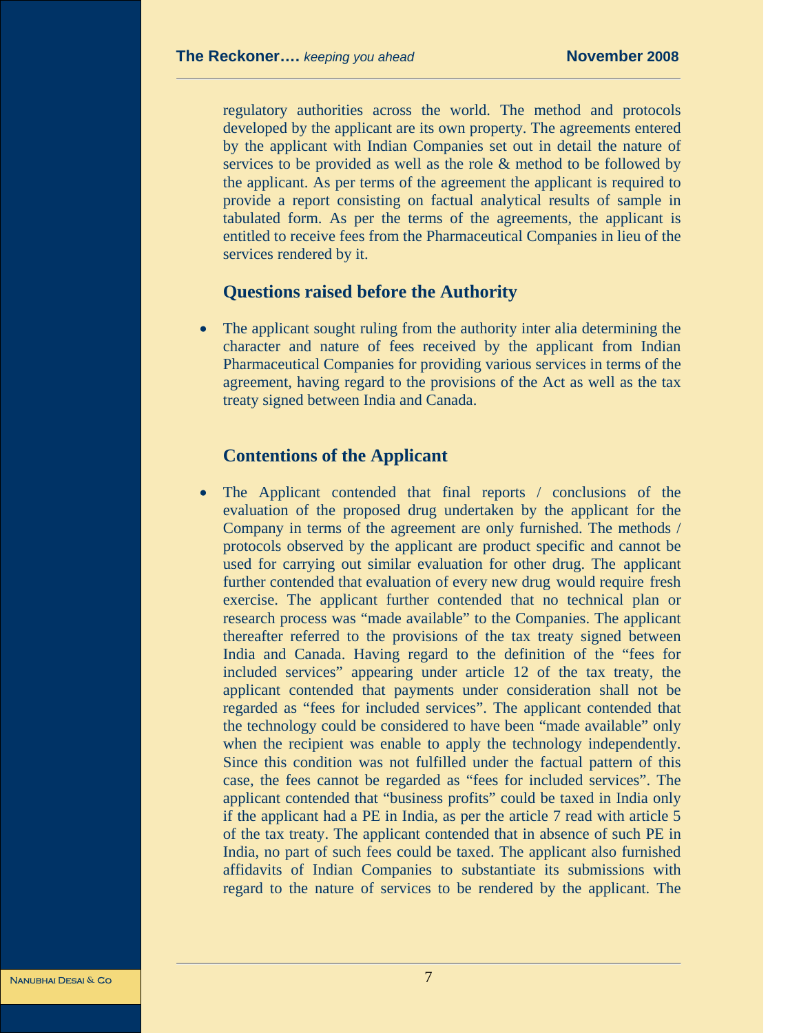regulatory authorities across the world. The method and protocols developed by the applicant are its own property. The agreements entered by the applicant with Indian Companies set out in detail the nature of services to be provided as well as the role & method to be followed by the applicant. As per terms of the agreement the applicant is required to provide a report consisting on factual analytical results of sample in tabulated form. As per the terms of the agreements, the applicant is entitled to receive fees from the Pharmaceutical Companies in lieu of the services rendered by it.

### Questions raised before the Authority

- The applicant sought ruling from the authority inter alia determining the character and nature of fees received by the applicant from Indian Pharmaceutical Companies for providing various services in terms of the agreement, having regard to the provisions of the Act as well as the tax treaty signed between India and Canada.

### Contentions of the Applicant

- The Applicant contended that final reports / conclusions of the evaluation of the proposed drug undertaken by the applicant for the Company in terms of the agreement are only furnished. The methods / protocols observed by the applicant are product specific and cannot be used for carrying out similar evaluation for other drug. The applicant further contended that evaluation of every new drug would require fresh exercise. The applicant further contended that no technical plan or research process was "made available" to the Companies. The applicant thereafter referred to the provisions of the tax treaty signed between India and Canada. Having regard to the definition of the "fees for included services" appearing under article 12 of the tax treaty, the applicant contended that payments under consideration shall not be regarded as "fees for included services". The applicant contended that the technology could be considered to have been "made available" only when the recipient was enable to apply the technology independently. Since this condition was not fulfilled under the factual pattern of this case, the fees cannot be regarded as "fees for included services". The applicant contended that "business profits" could be taxed in India only if the applicant had a PE in India, as per the article 7 read with article 5 of the tax treaty. The applicant contended that in absence of such PE in India, no part of such fees could be taxed. The applicant also furnished affidavits of Indian Companies to substantiate its submissions with regard to the nature of services to be rendered by the applicant. The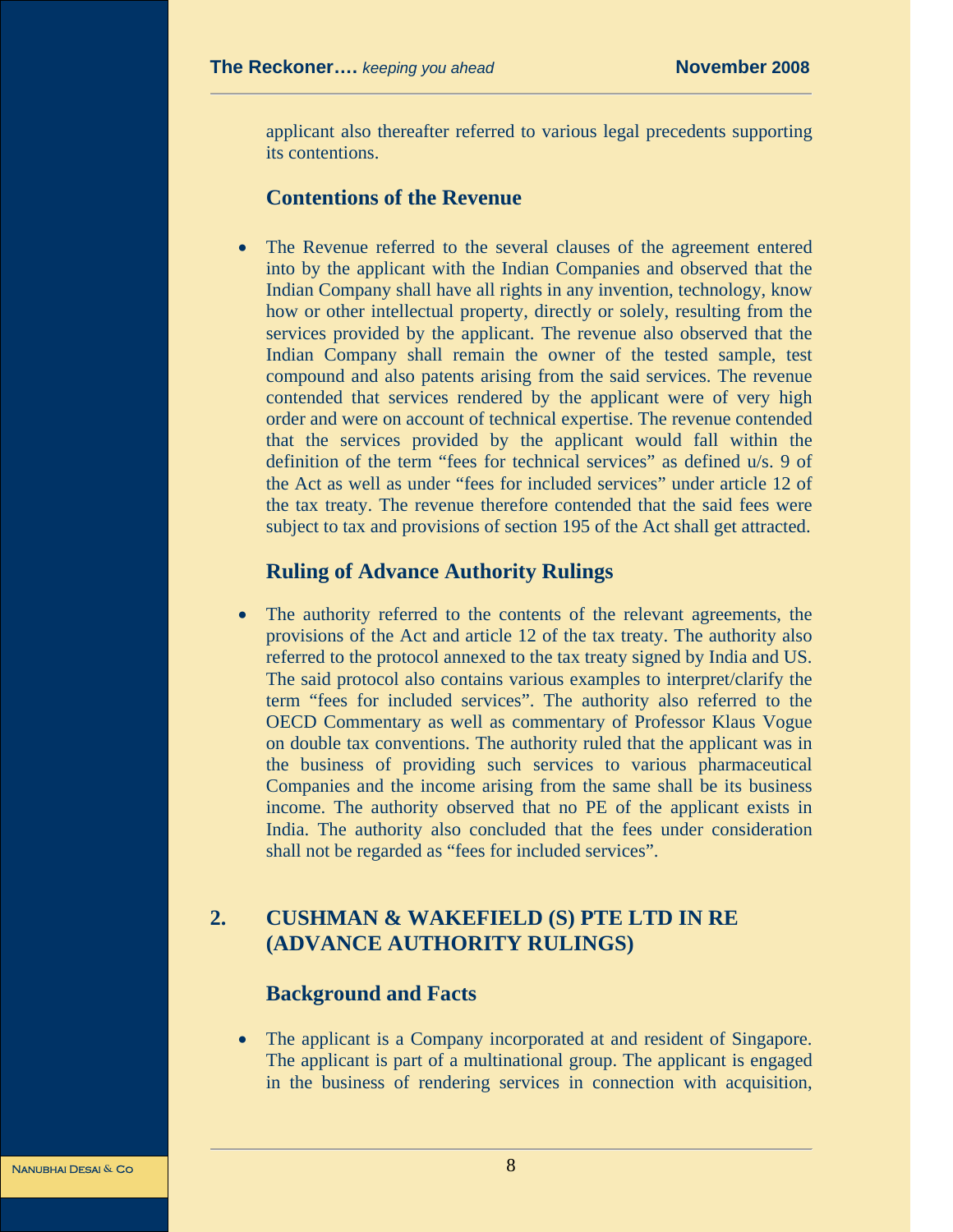applicant also thereafter referred to various legal precedents supporting its contentions.

### Contentions of the Revenue

- The Revenue referred to the several clauses of the agreement entered into by the applicant with the Indian Companies and observed that the Indian Company shall have all rights in any invention, technology, know how or other intellectual property, directly or solely, resulting from the services provided by the applicant. The revenue also observed that the Indian Company shall remain the owner of the tested sample, test compound and also patents arising from the said services. The revenue contended that services rendered by the applicant were of very high order and were on account of technical expertise. The revenue contended that the services provided by the applicant would fall within the definition of the term "fees for technical services" as defined u/s. 9 of the Act as well as under "fees for included services" under article 12 of the tax treaty. The revenue therefore contended that the said fees were subject to tax and provisions of section 195 of the Act shall get attracted.

### Ruling of Advance Authority Rulings

- The authority referred to the contents of the relevant agreements, the provisions of the Act and article 12 of the tax treaty. The authority also referred to the protocol annexed to the tax treaty signed by India and US. The said protocol also contains various examples to interpret/clarify the term "fees for included services". The authority also referred to the OECD Commentary as well as commentary of Professor Klaus Vogue on double tax conventions. The authority ruled that the applicant was in the business of providing such services to various pharmaceutical Companies and the income arising from the same shall be its business income. The authority observed that no PE of the applicant exists in India. The authority also concluded that the fees under consideration shall not be regarded as "fees for included services".

## 2. CUSHMAN & WAKEFIELD (S) PTE LTD IN RE (ADVANCE AUTHORITY RULINGS)

### Background and Facts

- The applicant is a Company incorporated at and resident of Singapore. The applicant is part of a multinational group. The applicant is engaged in the business of rendering services in connection with acquisition,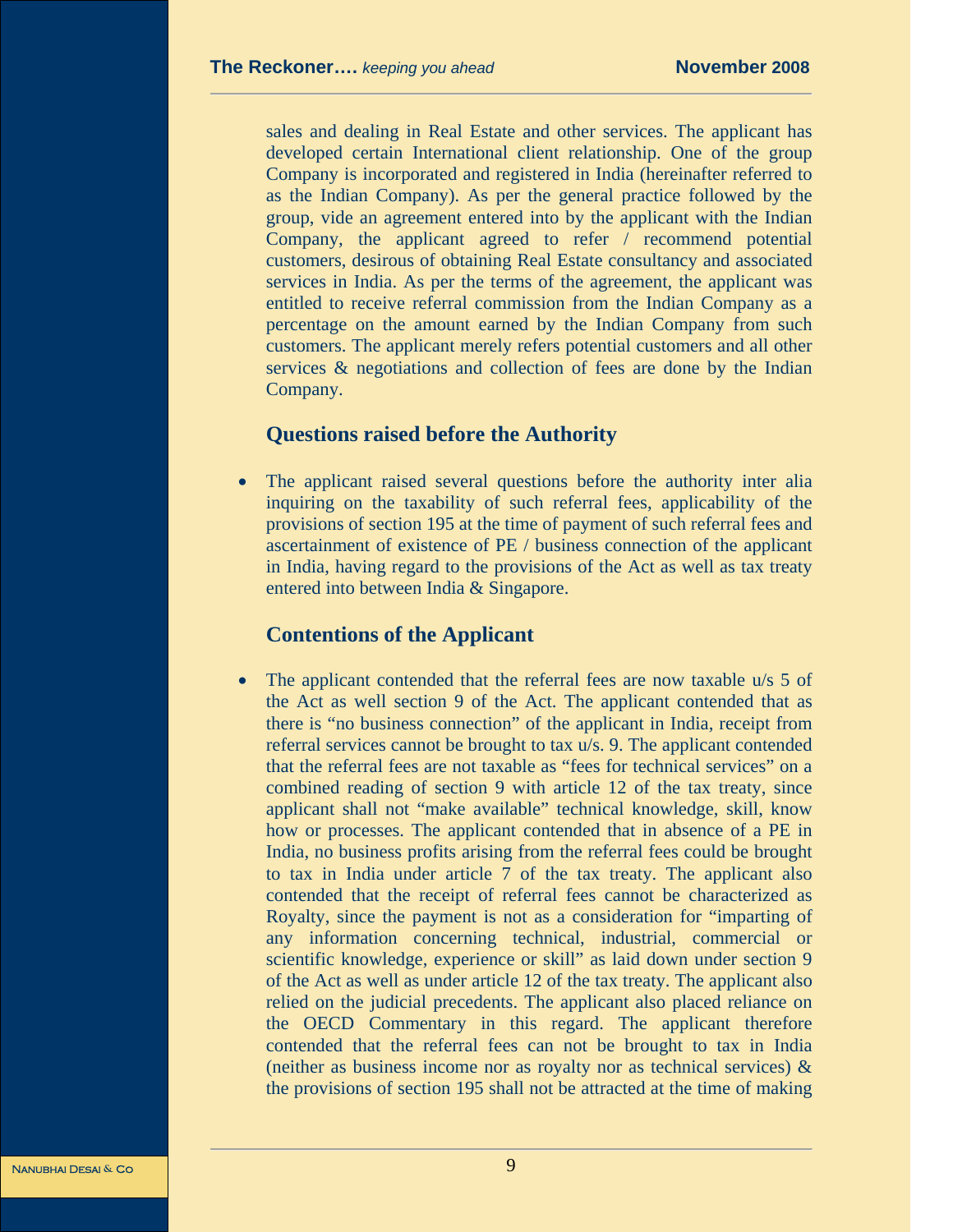sales and dealing in Real Estate and other services. The applicant has developed certain International client relationship. One of the group Company is incorporated and registered in India (hereinafter referred to as the Indian Company). As per the general practice followed by the group, vide an agreement entered into by the applicant with the Indian Company, the applicant agreed to refer / recommend potential customers, desirous of obtaining Real Estate consultancy and associated services in India. As per the terms of the agreement, the applicant was entitled to receive referral commission from the Indian Company as a percentage on the amount earned by the Indian Company from such customers. The applicant merely refers potential customers and all other services & negotiations and collection of fees are done by the Indian Company.

### Questions raised before the Authority

- The applicant raised several questions before the authority inter alia inquiring on the taxability of such referral fees, applicability of the provisions of section 195 at the time of payment of such referral fees and ascertainment of existence of PE / business connection of the applicant in India, having regard to the provisions of the Act as well as tax treaty entered into between India & Singapore.

### Contentions of the Applicant

- The applicant contended that the referral fees are now taxable u/s 5 of the Act as well section 9 of the Act. The applicant contended that as there is "no business connection" of the applicant in India, receipt from referral services cannot be brought to tax u/s. 9. The applicant contended that the referral fees are not taxable as "fees for technical services" on a combined reading of section 9 with article 12 of the tax treaty, since applicant shall not "make available" technical knowledge, skill, know how or processes. The applicant contended that in absence of a PE in India, no business profits arising from the referral fees could be brought to tax in India under article 7 of the tax treaty. The applicant also contended that the receipt of referral fees cannot be characterized as Royalty, since the payment is not as a consideration for "imparting of any information concerning technical, industrial, commercial or scientific knowledge, experience or skill" as laid down under section 9 of the Act as well as under article 12 of the tax treaty. The applicant also relied on the judicial precedents. The applicant also placed reliance on the OECD Commentary in this regard. The applicant therefore contended that the referral fees can not be brought to tax in India (neither as business income nor as royalty nor as technical services) & the provisions of section 195 shall not be attracted at the time of making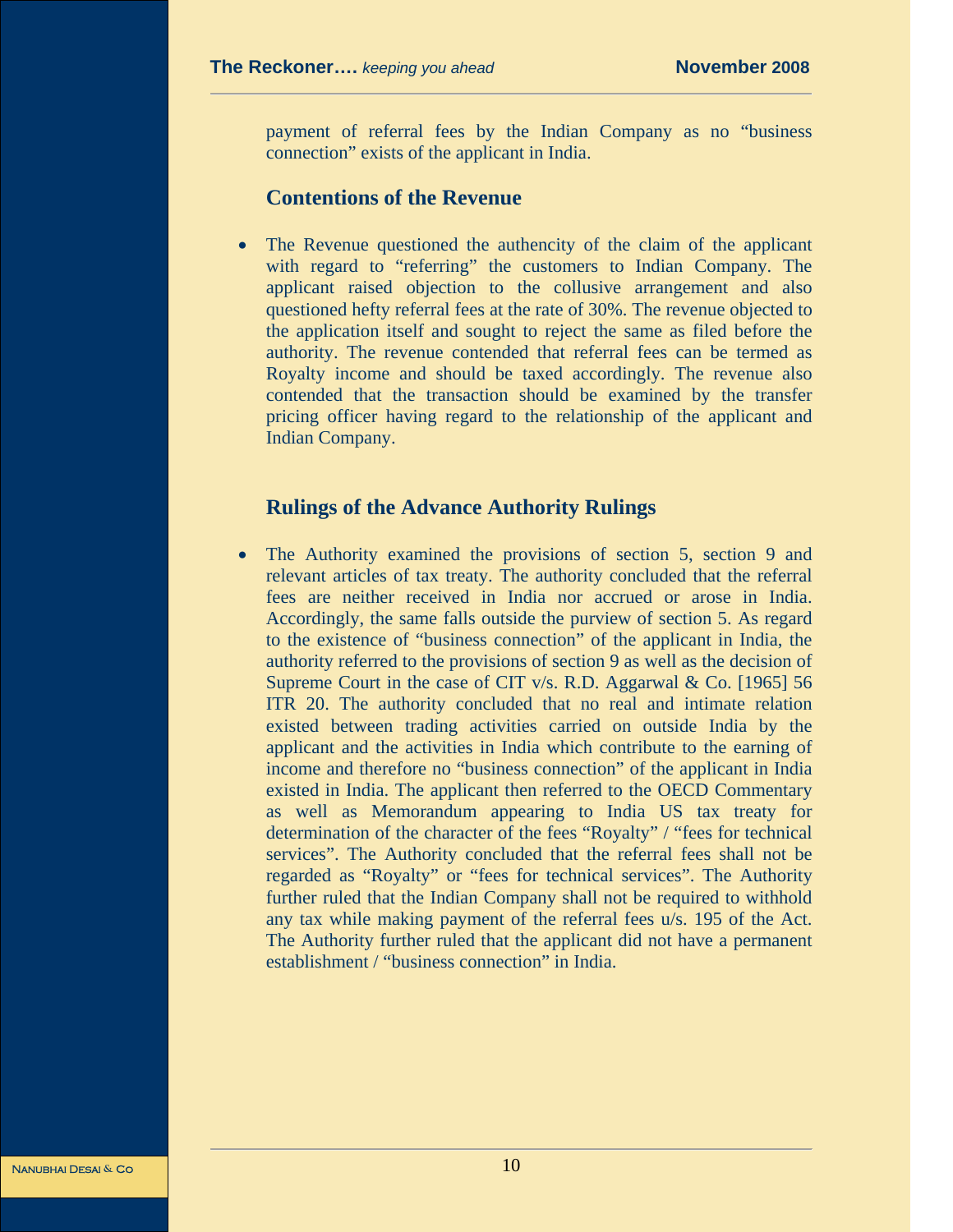payment of referral fees by the Indian Company as no "business connection" exists of the applicant in India.

### Contentions of the Revenue

- The Revenue questioned the authencity of the claim of the applicant with regard to "referring" the customers to Indian Company. The applicant raised objection to the collusive arrangement and also questioned hefty referral fees at the rate of 30%. The revenue objected to the application itself and sought to reject the same as filed before the authority. The revenue contended that referral fees can be termed as Royalty income and should be taxed accordingly. The revenue also contended that the transaction should be examined by the transfer pricing officer having regard to the relationship of the applicant and Indian Company.

### Rulings of the Advance Authority Rulings

- The Authority examined the provisions of section 5, section 9 and relevant articles of tax treaty. The authority concluded that the referral fees are neither received in India nor accrued or arose in India. Accordingly, the same falls outside the purview of section 5. As regard to the existence of "business connection" of the applicant in India, the authority referred to the provisions of section 9 as well as the decision of Supreme Court in the case of CIT v/s. R.D. Aggarwal & Co. [1965] 56 ITR 20. The authority concluded that no real and intimate relation existed between trading activities carried on outside India by the applicant and the activities in India which contribute to the earning of income and therefore no "business connection" of the applicant in India existed in India. The applicant then referred to the OECD Commentary as well as Memorandum appearing to India US tax treaty for determination of the character of the fees "Royalty" / "fees for technical services". The Authority concluded that the referral fees shall not be regarded as "Royalty" or "fees for technical services". The Authority further ruled that the Indian Company shall not be required to withhold any tax while making payment of the referral fees u/s. 195 of the Act. The Authority further ruled that the applicant did not have a permanent establishment / "business connection" in India.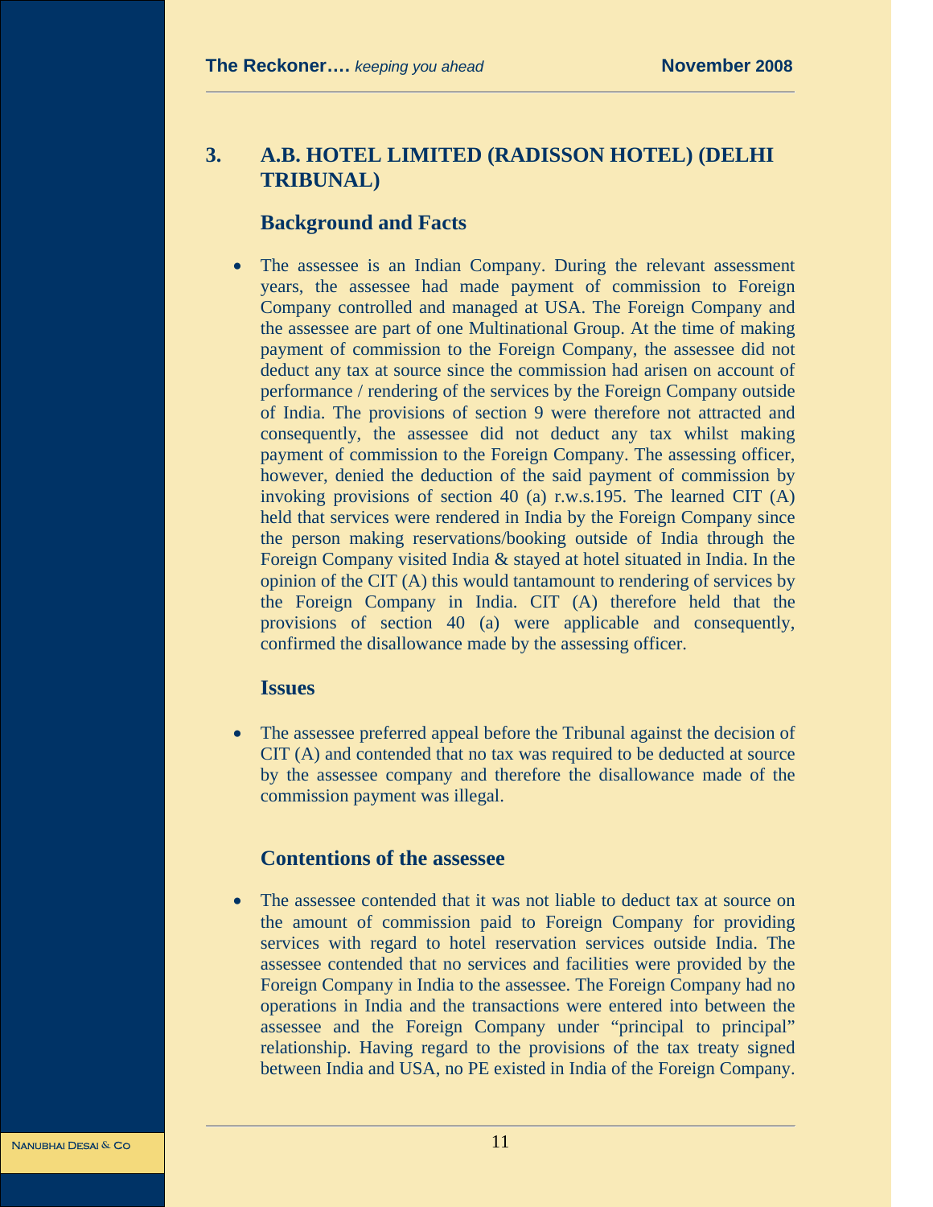## 3. A.B. HOTEL LIMITED (RADISSON HOTEL) (DELHI TRIBUNAL)

### Background and Facts

- The assessee is an Indian Company. During the relevant assessment years, the assessee had made payment of commission to Foreign Company controlled and managed at USA. The Foreign Company and the assessee are part of one Multinational Group. At the time of making payment of commission to the Foreign Company, the assessee did not deduct any tax at source since the commission had arisen on account of performance / rendering of the services by the Foreign Company outside of India. The provisions of section 9 were therefore not attracted and consequently, the assessee did not deduct any tax whilst making payment of commission to the Foreign Company. The assessing officer, however, denied the deduction of the said payment of commission by invoking provisions of section 40 (a) r.w.s.195. The learned CIT (A) held that services were rendered in India by the Foreign Company since the person making reservations/booking outside of India through the Foreign Company visited India & stayed at hotel situated in India. In the opinion of the CIT (A) this would tantamount to rendering of services by the Foreign Company in India. CIT (A) therefore held that the provisions of section 40 (a) were applicable and consequently, confirmed the disallowance made by the assessing officer.

### Issues

- The assessee preferred appeal before the Tribunal against the decision of CIT (A) and contended that no tax was required to be deducted at source by the assessee company and therefore the disallowance made of the commission payment was illegal.

### Contentions of the assessee

- The assessee contended that it was not liable to deduct tax at source on the amount of commission paid to Foreign Company for providing services with regard to hotel reservation services outside India. The assessee contended that no services and facilities were provided by the Foreign Company in India to the assessee. The Foreign Company had no operations in India and the transactions were entered into between the assessee and the Foreign Company under "principal to principal" relationship. Having regard to the provisions of the tax treaty signed between India and USA, no PE existed in India of the Foreign Company.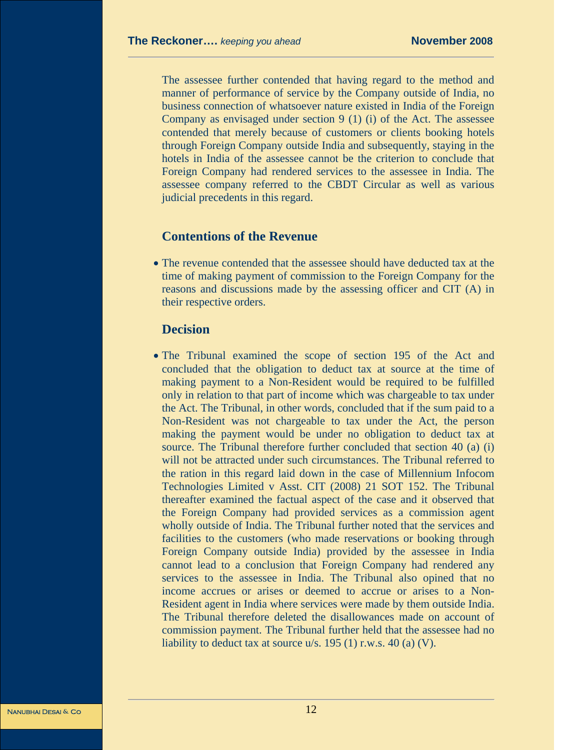The assessee further contended that having regard to the method and manner of performance of service by the Company outside of India, no business connection of whatsoever nature existed in India of the Foreign Company as envisaged under section 9 (1) (i) of the Act. The assessee contended that merely because of customers or clients booking hotels through Foreign Company outside India and subsequently, staying in the hotels in India of the assessee cannot be the criterion to conclude that Foreign Company had rendered services to the assessee in India. The assessee company referred to the CBDT Circular as well as various judicial precedents in this regard.

### Contentions of the Revenue

- The revenue contended that the assessee should have deducted tax at the time of making payment of commission to the Foreign Company for the reasons and discussions made by the assessing officer and CIT (A) in their respective orders.

### Decision

- The Tribunal examined the scope of section 195 of the Act and concluded that the obligation to deduct tax at source at the time of making payment to a Non-Resident would be required to be fulfilled only in relation to that part of income which was chargeable to tax under the Act. The Tribunal, in other words, concluded that if the sum paid to a Non-Resident was not chargeable to tax under the Act, the person making the payment would be under no obligation to deduct tax at source. The Tribunal therefore further concluded that section 40 (a) (i) will not be attracted under such circumstances. The Tribunal referred to the ration in this regard laid down in the case of Millennium Infocom Technologies Limited v Asst. CIT (2008) 21 SOT 152. The Tribunal thereafter examined the factual aspect of the case and it observed that the Foreign Company had provided services as a commission agent wholly outside of India. The Tribunal further noted that the services and facilities to the customers (who made reservations or booking through Foreign Company outside India) provided by the assessee in India cannot lead to a conclusion that Foreign Company had rendered any services to the assessee in India. The Tribunal also opined that no income accrues or arises or deemed to accrue or arises to a Non-Resident agent in India where services were made by them outside India. The Tribunal therefore deleted the disallowances made on account of commission payment. The Tribunal further held that the assessee had no liability to deduct tax at source u/s. 195 (1) r.w.s. 40 (a) (V).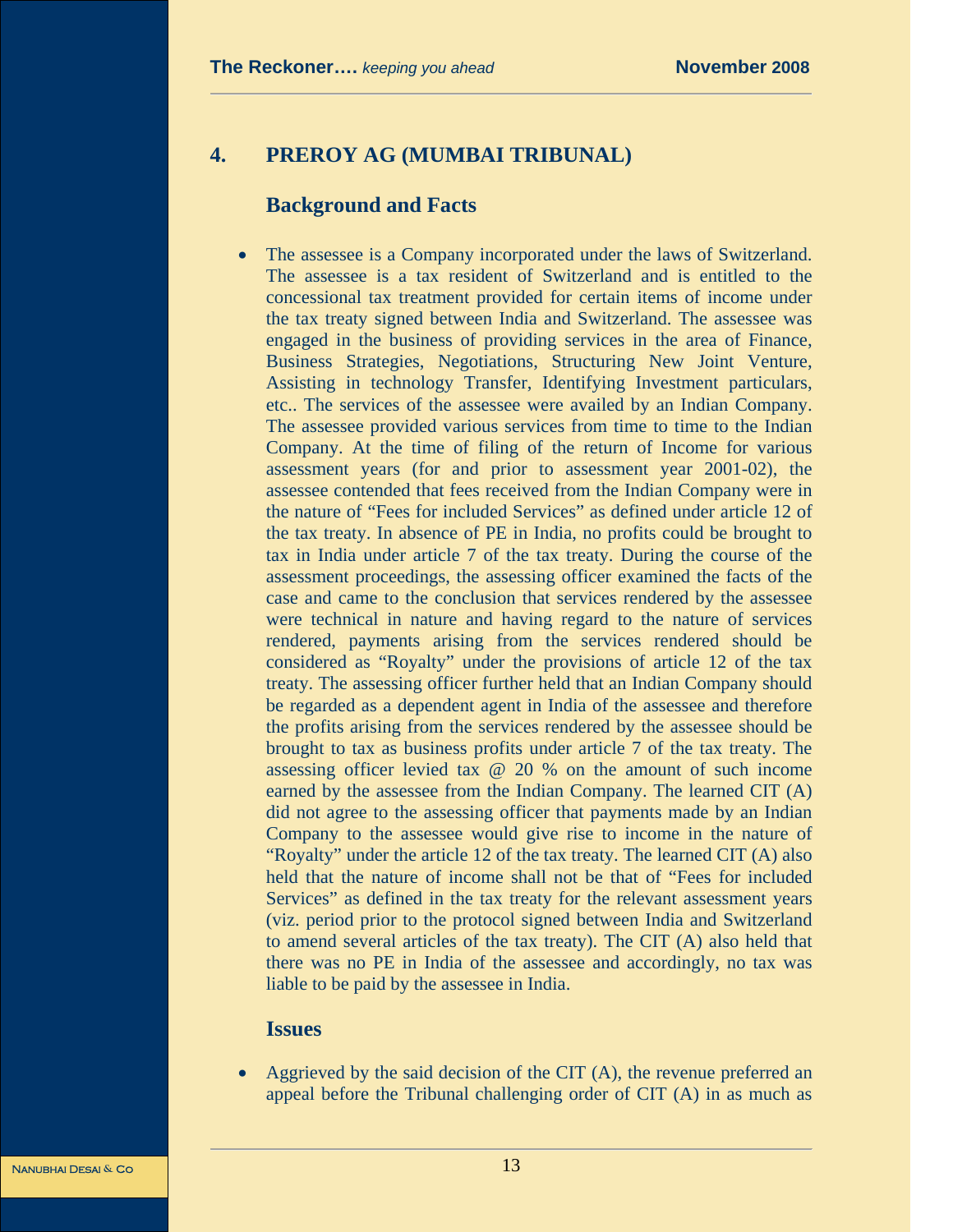## 4. PREROY AG (MUMBAI TRIBUNAL)

### Background and Facts

- The assessee is a Company incorporated under the laws of Switzerland. The assessee is a tax resident of Switzerland and is entitled to the concessional tax treatment provided for certain items of income under the tax treaty signed between India and Switzerland. The assessee was engaged in the business of providing services in the area of Finance, Business Strategies, Negotiations, Structuring New Joint Venture, Assisting in technology Transfer, Identifying Investment particulars, etc.. The services of the assessee were availed by an Indian Company. The assessee provided various services from time to time to the Indian Company. At the time of filing of the return of Income for various assessment years (for and prior to assessment year 2001-02), the assessee contended that fees received from the Indian Company were in the nature of "Fees for included Services" as defined under article 12 of the tax treaty. In absence of PE in India, no profits could be brought to tax in India under article 7 of the tax treaty. During the course of the assessment proceedings, the assessing officer examined the facts of the case and came to the conclusion that services rendered by the assessee were technical in nature and having regard to the nature of services rendered, payments arising from the services rendered should be considered as "Royalty" under the provisions of article 12 of the tax treaty. The assessing officer further held that an Indian Company should be regarded as a dependent agent in India of the assessee and therefore the profits arising from the services rendered by the assessee should be brought to tax as business profits under article 7 of the tax treaty. The assessing officer levied tax @ 20 % on the amount of such income earned by the assessee from the Indian Company. The learned CIT (A) did not agree to the assessing officer that payments made by an Indian Company to the assessee would give rise to income in the nature of "Royalty" under the article 12 of the tax treaty. The learned CIT (A) also held that the nature of income shall not be that of "Fees for included Services" as defined in the tax treaty for the relevant assessment years (viz. period prior to the protocol signed between India and Switzerland to amend several articles of the tax treaty). The CIT (A) also held that there was no PE in India of the assessee and accordingly, no tax was liable to be paid by the assessee in India.

### Issues

- Aggrieved by the said decision of the CIT (A), the revenue preferred an appeal before the Tribunal challenging order of CIT (A) in as much as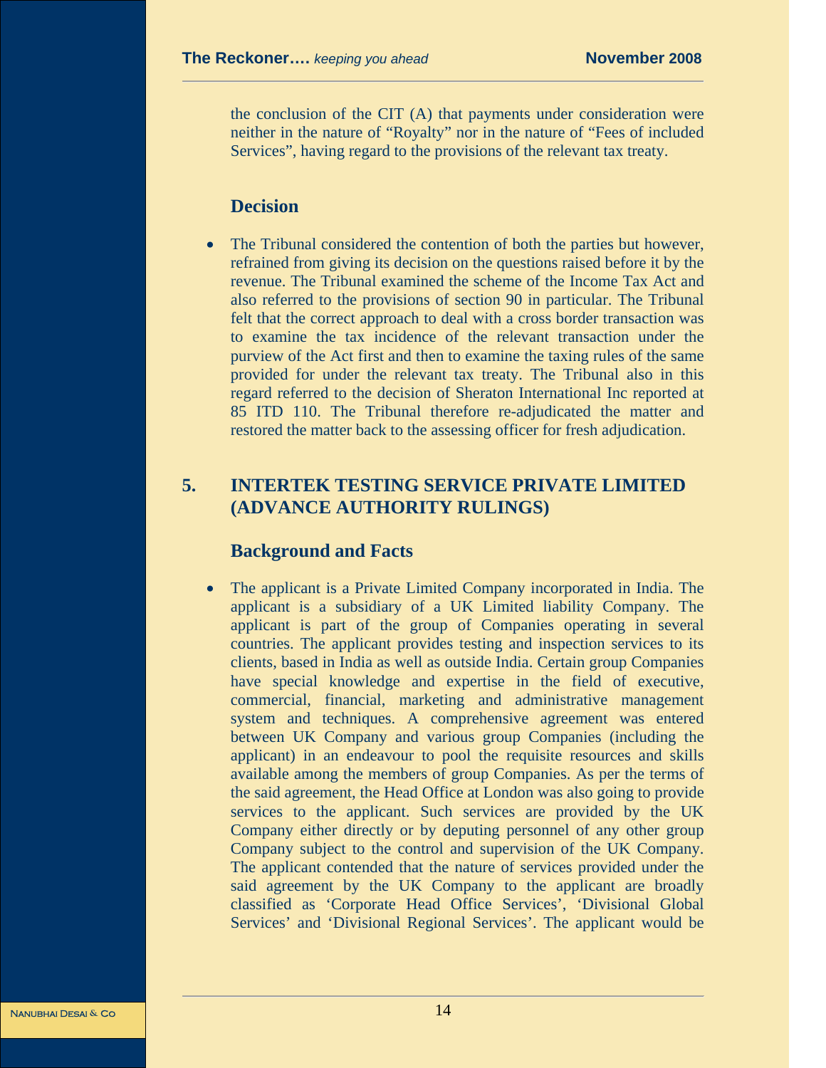the conclusion of the CIT (A) that payments under consideration were neither in the nature of "Royalty" nor in the nature of "Fees of included Services", having regard to the provisions of the relevant tax treaty.

### Decision

- The Tribunal considered the contention of both the parties but however, refrained from giving its decision on the questions raised before it by the revenue. The Tribunal examined the scheme of the Income Tax Act and also referred to the provisions of section 90 in particular. The Tribunal felt that the correct approach to deal with a cross border transaction was to examine the tax incidence of the relevant transaction under the purview of the Act first and then to examine the taxing rules of the same provided for under the relevant tax treaty. The Tribunal also in this regard referred to the decision of Sheraton International Inc reported at 85 ITD 110. The Tribunal therefore re-adjudicated the matter and restored the matter back to the assessing officer for fresh adjudication.

## 5. INTERTEK TESTING SERVICE PRIVATE LIMITED (ADVANCE AUTHORITY RULINGS)

### Background and Facts

- The applicant is a Private Limited Company incorporated in India. The applicant is a subsidiary of a UK Limited liability Company. The applicant is part of the group of Companies operating in several countries. The applicant provides testing and inspection services to its clients, based in India as well as outside India. Certain group Companies have special knowledge and expertise in the field of executive, commercial, financial, marketing and administrative management system and techniques. A comprehensive agreement was entered between UK Company and various group Companies (including the applicant) in an endeavour to pool the requisite resources and skills available among the members of group Companies. As per the terms of the said agreement, the Head Office at London was also going to provide services to the applicant. Such services are provided by the UK Company either directly or by deputing personnel of any other group Company subject to the control and supervision of the UK Company. The applicant contended that the nature of services provided under the said agreement by the UK Company to the applicant are broadly classified as 'Corporate Head Office Services', 'Divisional Global Services' and 'Divisional Regional Services'. The applicant would be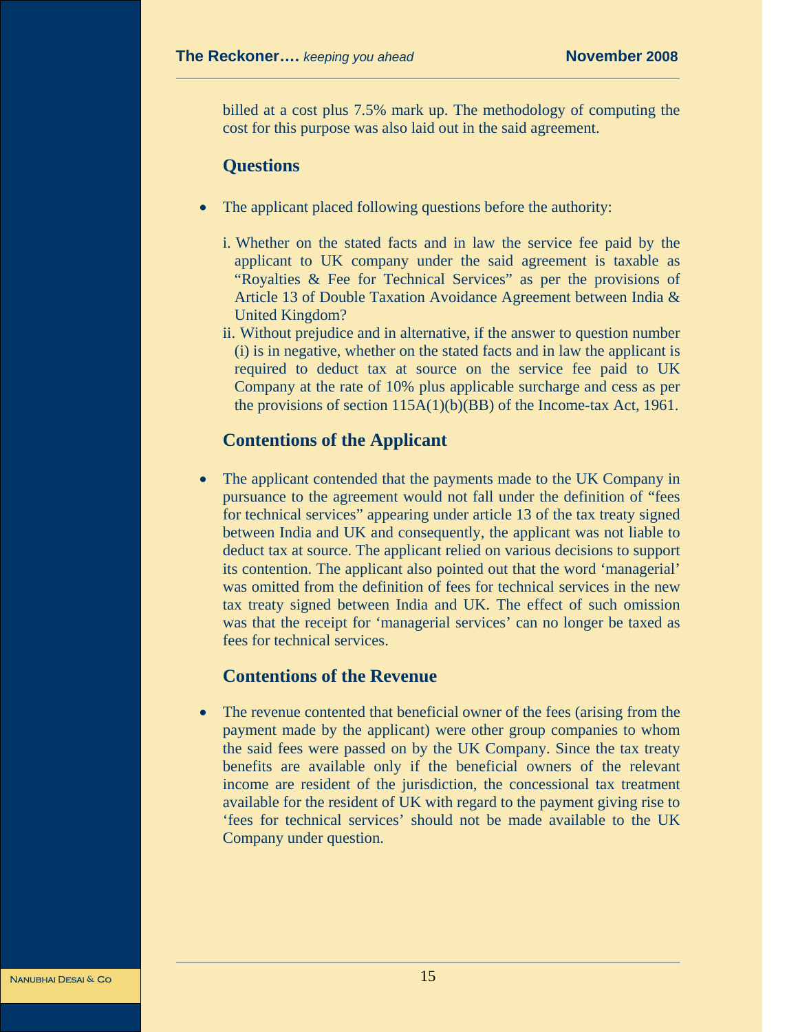billed at a cost plus 7.5% mark up. The methodology of computing the cost for this purpose was also laid out in the said agreement.

## Questions

- The applicant placed following questions before the authority:

  i. Whether on the stated facts and in law the service fee paid by the applicant to UK company under the said agreement is taxable as "Royalties & Fee for Technical Services" as per the provisions of Article 13 of Double Taxation Avoidance Agreement between India & United Kingdom?

  ii. Without prejudice and in alternative, if the answer to question number (i) is in negative, whether on the stated facts and in law the applicant is required to deduct tax at source on the service fee paid to UK Company at the rate of 10% plus applicable surcharge and cess as per the provisions of section 115A(1)(b)(BB) of the Income-tax Act, 1961.

## Contentions of the Applicant

- The applicant contended that the payments made to the UK Company in pursuance to the agreement would not fall under the definition of "fees for technical services" appearing under article 13 of the tax treaty signed between India and UK and consequently, the applicant was not liable to deduct tax at source. The applicant relied on various decisions to support its contention. The applicant also pointed out that the word 'managerial' was omitted from the definition of fees for technical services in the new tax treaty signed between India and UK. The effect of such omission was that the receipt for 'managerial services' can no longer be taxed as fees for technical services.

## Contentions of the Revenue

- The revenue contented that beneficial owner of the fees (arising from the payment made by the applicant) were other group companies to whom the said fees were passed on by the UK Company. Since the tax treaty benefits are available only if the beneficial owners of the relevant income are resident of the jurisdiction, the concessional tax treatment available for the resident of UK with regard to the payment giving rise to 'fees for technical services' should not be made available to the UK Company under question.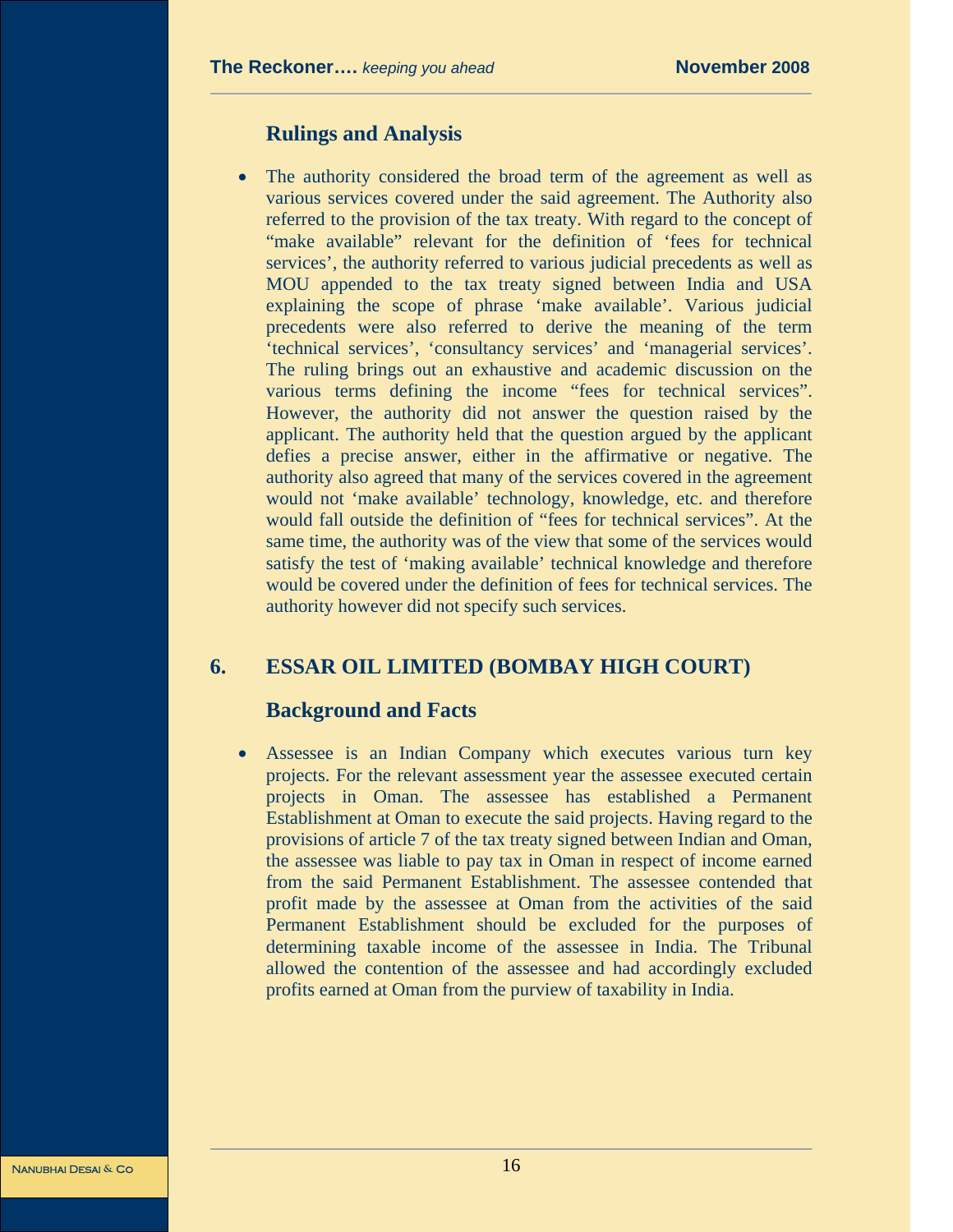### Rulings and Analysis

- The authority considered the broad term of the agreement as well as various services covered under the said agreement. The Authority also referred to the provision of the tax treaty. With regard to the concept of "make available" relevant for the definition of 'fees for technical services', the authority referred to various judicial precedents as well as MOU appended to the tax treaty signed between India and USA explaining the scope of phrase 'make available'. Various judicial precedents were also referred to derive the meaning of the term 'technical services', 'consultancy services' and 'managerial services'. The ruling brings out an exhaustive and academic discussion on the various terms defining the income "fees for technical services". However, the authority did not answer the question raised by the applicant. The authority held that the question argued by the applicant defies a precise answer, either in the affirmative or negative. The authority also agreed that many of the services covered in the agreement would not 'make available' technology, knowledge, etc. and therefore would fall outside the definition of "fees for technical services". At the same time, the authority was of the view that some of the services would satisfy the test of 'making available' technical knowledge and therefore would be covered under the definition of fees for technical services. The authority however did not specify such services.

## 6. ESSAR OIL LIMITED (BOMBAY HIGH COURT)

### Background and Facts

- Assessee is an Indian Company which executes various turn key projects. For the relevant assessment year the assessee executed certain projects in Oman. The assessee has established a Permanent Establishment at Oman to execute the said projects. Having regard to the provisions of article 7 of the tax treaty signed between Indian and Oman, the assessee was liable to pay tax in Oman in respect of income earned from the said Permanent Establishment. The assessee contended that profit made by the assessee at Oman from the activities of the said Permanent Establishment should be excluded for the purposes of determining taxable income of the assessee in India. The Tribunal allowed the contention of the assessee and had accordingly excluded profits earned at Oman from the purview of taxability in India.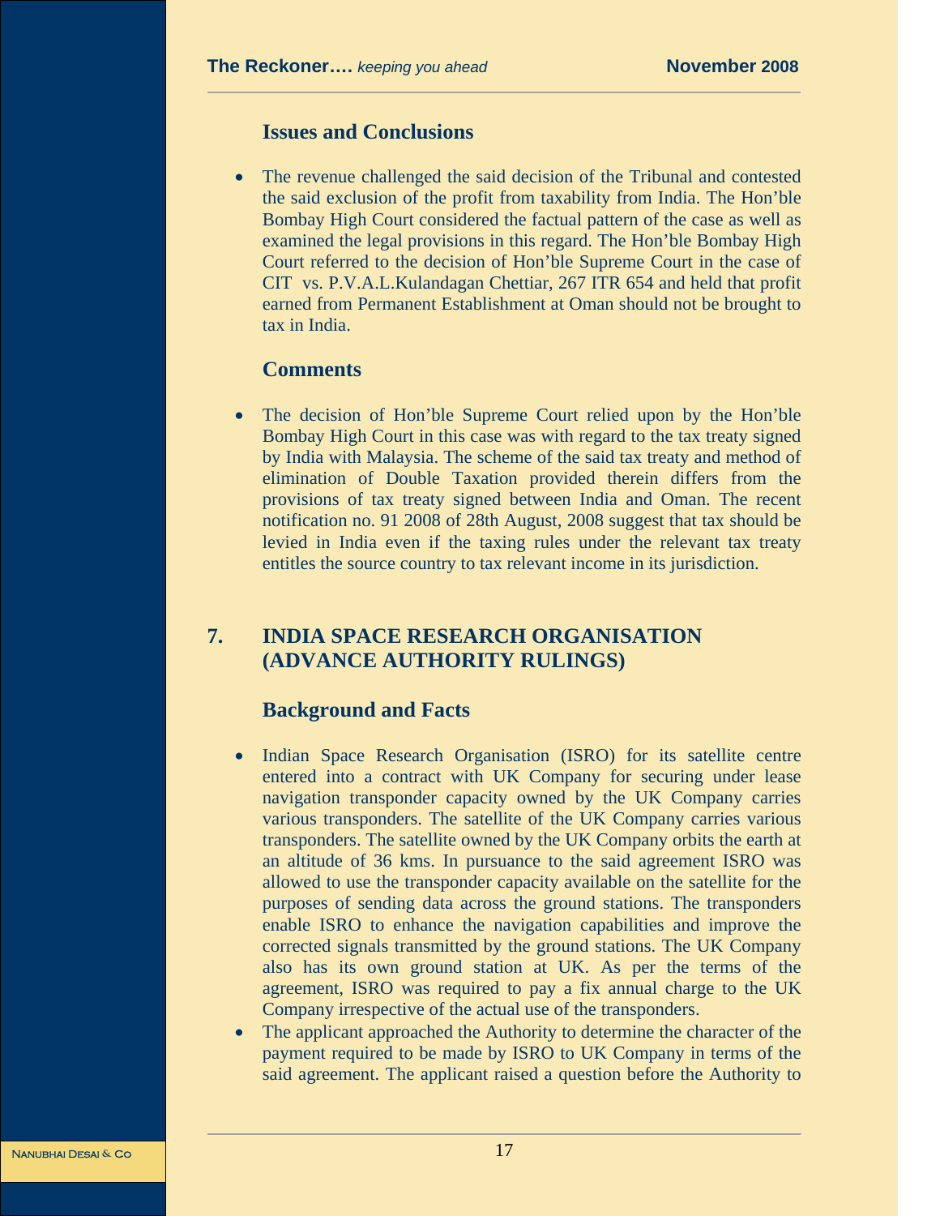### Issues and Conclusions

- The revenue challenged the said decision of the Tribunal and contested the said exclusion of the profit from taxability from India. The Hon'ble Bombay High Court considered the factual pattern of the case as well as examined the legal provisions in this regard. The Hon'ble Bombay High Court referred to the decision of Hon'ble Supreme Court in the case of CIT vs. P.V.A.L.Kulandagan Chettiar, 267 ITR 654 and held that profit earned from Permanent Establishment at Oman should not be brought to tax in India.

### Comments

- The decision of Hon'ble Supreme Court relied upon by the Hon'ble Bombay High Court in this case was with regard to the tax treaty signed by India with Malaysia. The scheme of the said tax treaty and method of elimination of Double Taxation provided therein differs from the provisions of tax treaty signed between India and Oman. The recent notification no. 91 2008 of 28th August, 2008 suggest that tax should be levied in India even if the taxing rules under the relevant tax treaty entitles the source country to tax relevant income in its jurisdiction.

## 7. INDIA SPACE RESEARCH ORGANISATION (ADVANCE AUTHORITY RULINGS)

### Background and Facts

- Indian Space Research Organisation (ISRO) for its satellite centre entered into a contract with UK Company for securing under lease navigation transponder capacity owned by the UK Company carries various transponders. The satellite of the UK Company carries various transponders. The satellite owned by the UK Company orbits the earth at an altitude of 36 kms. In pursuance to the said agreement ISRO was allowed to use the transponder capacity available on the satellite for the purposes of sending data across the ground stations. The transponders enable ISRO to enhance the navigation capabilities and improve the corrected signals transmitted by the ground stations. The UK Company also has its own ground station at UK. As per the terms of the agreement, ISRO was required to pay a fix annual charge to the UK Company irrespective of the actual use of the transponders.
- The applicant approached the Authority to determine the character of the payment required to be made by ISRO to UK Company in terms of the said agreement. The applicant raised a question before the Authority to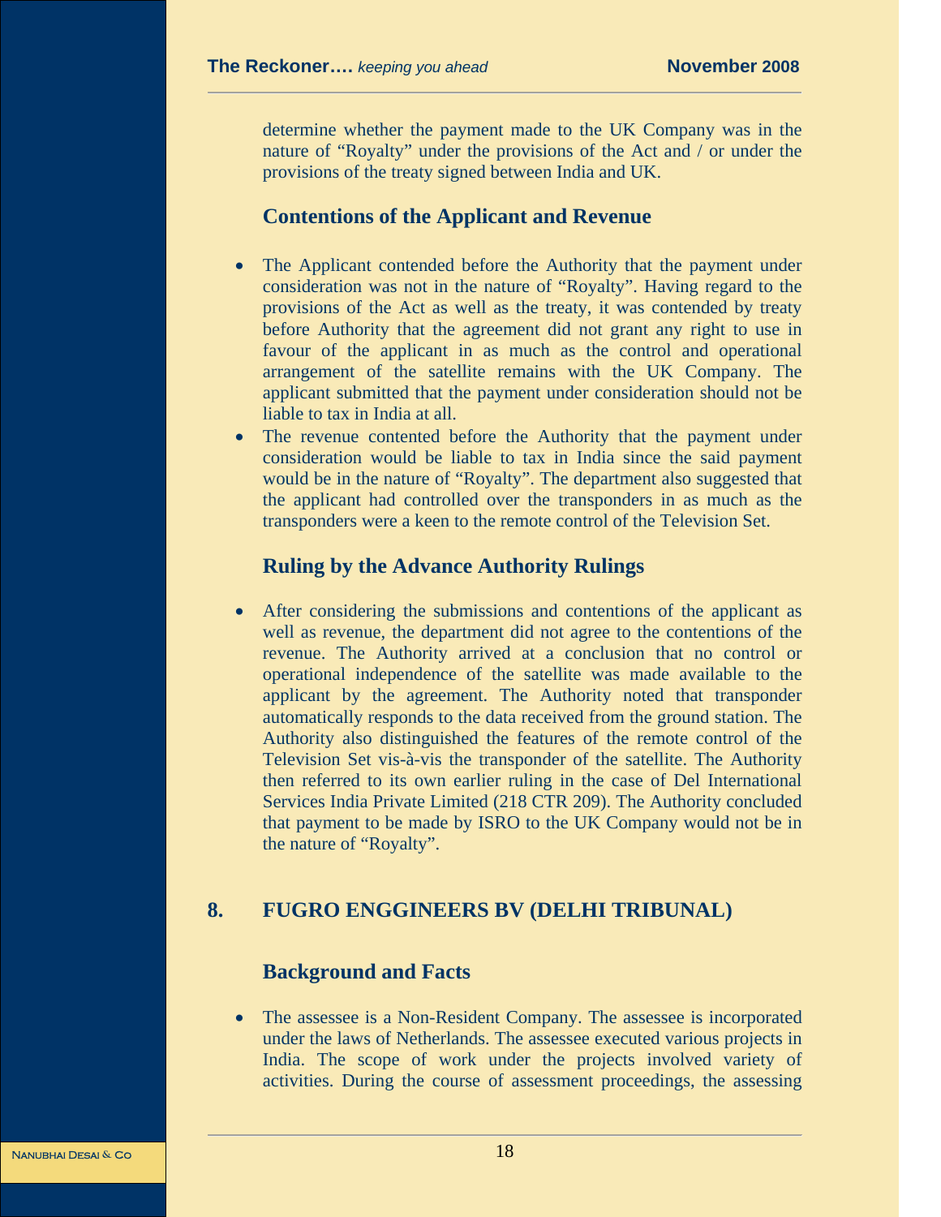determine whether the payment made to the UK Company was in the nature of "Royalty" under the provisions of the Act and / or under the provisions of the treaty signed between India and UK.

### Contentions of the Applicant and Revenue

- The Applicant contended before the Authority that the payment under consideration was not in the nature of "Royalty". Having regard to the provisions of the Act as well as the treaty, it was contended by treaty before Authority that the agreement did not grant any right to use in favour of the applicant in as much as the control and operational arrangement of the satellite remains with the UK Company. The applicant submitted that the payment under consideration should not be liable to tax in India at all.
- The revenue contended before the Authority that the payment under consideration would be liable to tax in India since the said payment would be in the nature of "Royalty". The department also suggested that the applicant had controlled over the transponders in as much as the transponders were a keen to the remote control of the Television Set.

### Ruling by the Advance Authority Rulings

- After considering the submissions and contentions of the applicant as well as revenue, the department did not agree to the contentions of the revenue. The Authority arrived at a conclusion that no control or operational independence of the satellite was made available to the applicant by the agreement. The Authority noted that transponder automatically responds to the data received from the ground station. The Authority also distinguished the features of the remote control of the Television Set vis-à-vis the transponder of the satellite. The Authority then referred to its own earlier ruling in the case of Del International Services India Private Limited (218 CTR 209). The Authority concluded that payment to be made by ISRO to the UK Company would not be in the nature of "Royalty".

## 8. FUGRO ENGGINEERS BV (DELHI TRIBUNAL)

### Background and Facts

- The assessee is a Non-Resident Company. The assessee is incorporated under the laws of Netherlands. The assessee executed various projects in India. The scope of work under the projects involved variety of activities. During the course of assessment proceedings, the assessing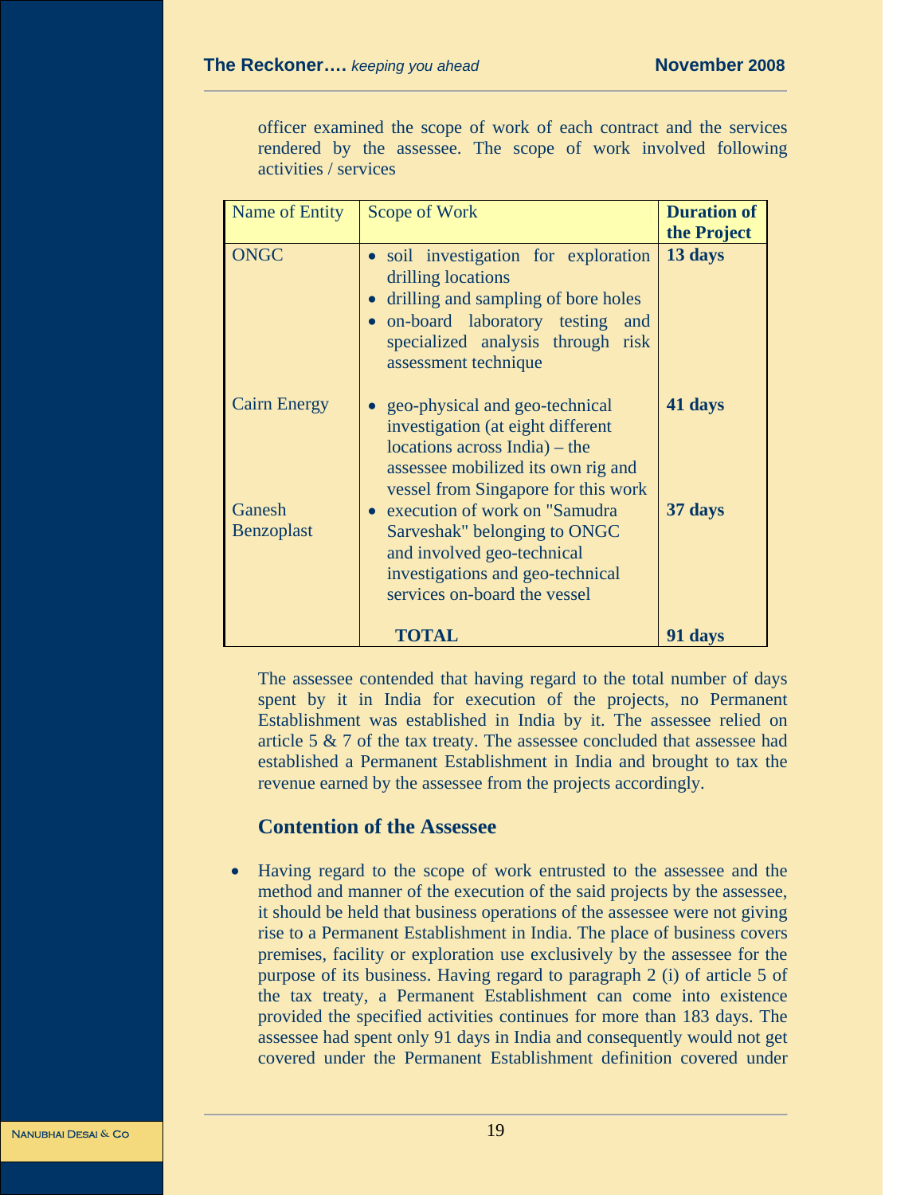officer examined the scope of work of each contract and the services rendered by the assessee. The scope of work involved following activities / services

| Name of Entity | Scope of Work | **Duration of the Project** |
|---|---|---|
| ONGC | • soil investigation for exploration drilling locations<br>• drilling and sampling of bore holes<br>• on-board laboratory testing and specialized analysis through risk assessment technique | **13 days** |
| Cairn Energy | • geo-physical and geo-technical investigation (at eight different locations across India) – the assessee mobilized its own rig and vessel from Singapore for this work | **41 days** |
| Ganesh Benzoplast | • execution of work on "Samudra Sarveshak" belonging to ONGC and involved geo-technical investigations and geo-technical services on-board the vessel | **37 days** |
| | **TOTAL** | **91 days** |

The assessee contended that having regard to the total number of days spent by it in India for execution of the projects, no Permanent Establishment was established in India by it. The assessee relied on article 5 & 7 of the tax treaty. The assessee concluded that assessee had established a Permanent Establishment in India and brought to tax the revenue earned by the assessee from the projects accordingly.

### Contention of the Assessee

- Having regard to the scope of work entrusted to the assessee and the method and manner of the execution of the said projects by the assessee, it should be held that business operations of the assessee were not giving rise to a Permanent Establishment in India. The place of business covers premises, facility or exploration use exclusively by the assessee for the purpose of its business. Having regard to paragraph 2 (i) of article 5 of the tax treaty, a Permanent Establishment can come into existence provided the specified activities continues for more than 183 days. The assessee had spent only 91 days in India and consequently would not get covered under the Permanent Establishment definition covered under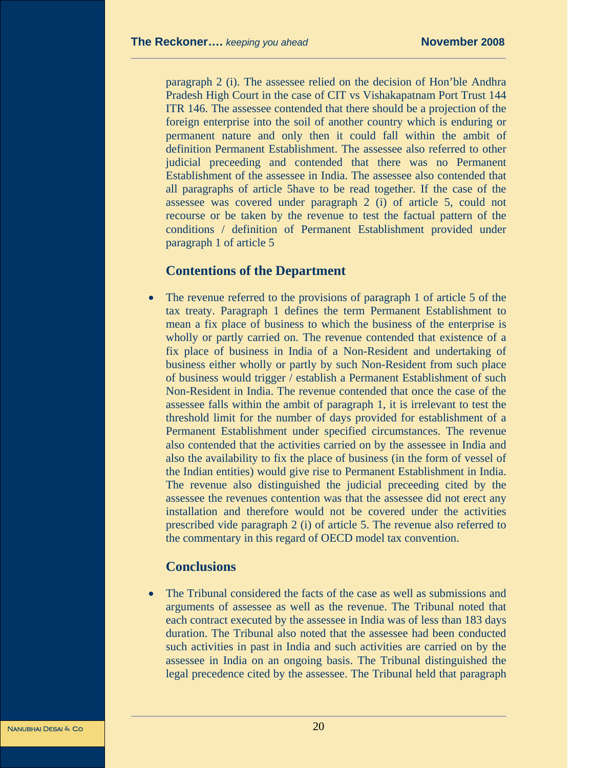paragraph 2 (i). The assessee relied on the decision of Hon'ble Andhra Pradesh High Court in the case of CIT vs Vishakapatnam Port Trust 144 ITR 146. The assessee contended that there should be a projection of the foreign enterprise into the soil of another country which is enduring or permanent nature and only then it could fall within the ambit of definition Permanent Establishment. The assessee also referred to other judicial preceeding and contended that there was no Permanent Establishment of the assessee in India. The assessee also contended that all paragraphs of article 5have to be read together. If the case of the assessee was covered under paragraph 2 (i) of article 5, could not recourse or be taken by the revenue to test the factual pattern of the conditions / definition of Permanent Establishment provided under paragraph 1 of article 5

### Contentions of the Department

- The revenue referred to the provisions of paragraph 1 of article 5 of the tax treaty. Paragraph 1 defines the term Permanent Establishment to mean a fix place of business to which the business of the enterprise is wholly or partly carried on. The revenue contended that existence of a fix place of business in India of a Non-Resident and undertaking of business either wholly or partly by such Non-Resident from such place of business would trigger / establish a Permanent Establishment of such Non-Resident in India. The revenue contended that once the case of the assessee falls within the ambit of paragraph 1, it is irrelevant to test the threshold limit for the number of days provided for establishment of a Permanent Establishment under specified circumstances. The revenue also contended that the activities carried on by the assessee in India and also the availability to fix the place of business (in the form of vessel of the Indian entities) would give rise to Permanent Establishment in India. The revenue also distinguished the judicial preceeding cited by the assessee the revenues contention was that the assessee did not erect any installation and therefore would not be covered under the activities prescribed vide paragraph 2 (i) of article 5. The revenue also referred to the commentary in this regard of OECD model tax convention.

### Conclusions

- The Tribunal considered the facts of the case as well as submissions and arguments of assessee as well as the revenue. The Tribunal noted that each contract executed by the assessee in India was of less than 183 days duration. The Tribunal also noted that the assessee had been conducted such activities in past in India and such activities are carried on by the assessee in India on an ongoing basis. The Tribunal distinguished the legal precedence cited by the assessee. The Tribunal held that paragraph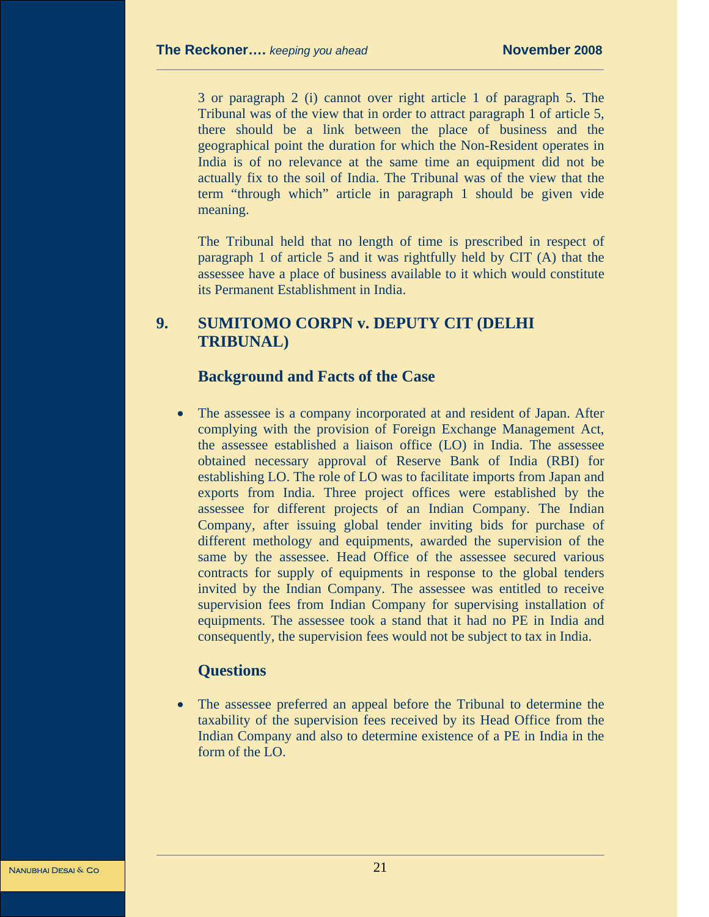3 or paragraph 2 (i) cannot over right article 1 of paragraph 5. The Tribunal was of the view that in order to attract paragraph 1 of article 5, there should be a link between the place of business and the geographical point the duration for which the Non-Resident operates in India is of no relevance at the same time an equipment did not be actually fix to the soil of India. The Tribunal was of the view that the term "through which" article in paragraph 1 should be given vide meaning.

The Tribunal held that no length of time is prescribed in respect of paragraph 1 of article 5 and it was rightfully held by CIT (A) that the assessee have a place of business available to it which would constitute its Permanent Establishment in India.

## 9. SUMITOMO CORPN v. DEPUTY CIT (DELHI TRIBUNAL)

### Background and Facts of the Case

- The assessee is a company incorporated at and resident of Japan. After complying with the provision of Foreign Exchange Management Act, the assessee established a liaison office (LO) in India. The assessee obtained necessary approval of Reserve Bank of India (RBI) for establishing LO. The role of LO was to facilitate imports from Japan and exports from India. Three project offices were established by the assessee for different projects of an Indian Company. The Indian Company, after issuing global tender inviting bids for purchase of different methology and equipments, awarded the supervision of the same by the assessee. Head Office of the assessee secured various contracts for supply of equipments in response to the global tenders invited by the Indian Company. The assessee was entitled to receive supervision fees from Indian Company for supervising installation of equipments. The assessee took a stand that it had no PE in India and consequently, the supervision fees would not be subject to tax in India.

### Questions

- The assessee preferred an appeal before the Tribunal to determine the taxability of the supervision fees received by its Head Office from the Indian Company and also to determine existence of a PE in India in the form of the LO.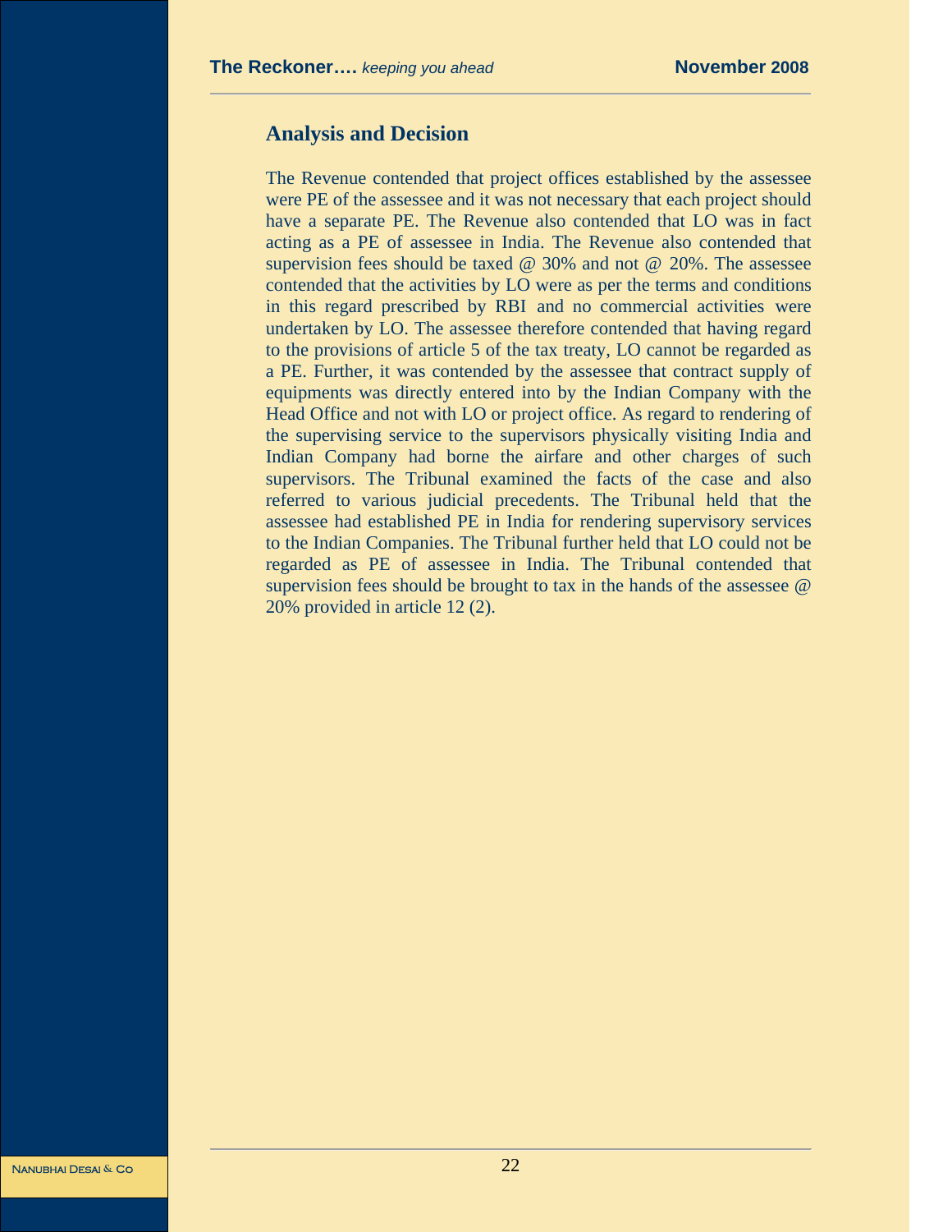## Analysis and Decision

The Revenue contended that project offices established by the assessee were PE of the assessee and it was not necessary that each project should have a separate PE. The Revenue also contended that LO was in fact acting as a PE of assessee in India. The Revenue also contended that supervision fees should be taxed @ 30% and not @ 20%. The assessee contended that the activities by LO were as per the terms and conditions in this regard prescribed by RBI and no commercial activities were undertaken by LO. The assessee therefore contended that having regard to the provisions of article 5 of the tax treaty, LO cannot be regarded as a PE. Further, it was contended by the assessee that contract supply of equipments was directly entered into by the Indian Company with the Head Office and not with LO or project office. As regard to rendering of the supervising service to the supervisors physically visiting India and Indian Company had borne the airfare and other charges of such supervisors. The Tribunal examined the facts of the case and also referred to various judicial precedents. The Tribunal held that the assessee had established PE in India for rendering supervisory services to the Indian Companies. The Tribunal further held that LO could not be regarded as PE of assessee in India. The Tribunal contended that supervision fees should be brought to tax in the hands of the assessee @ 20% provided in article 12 (2).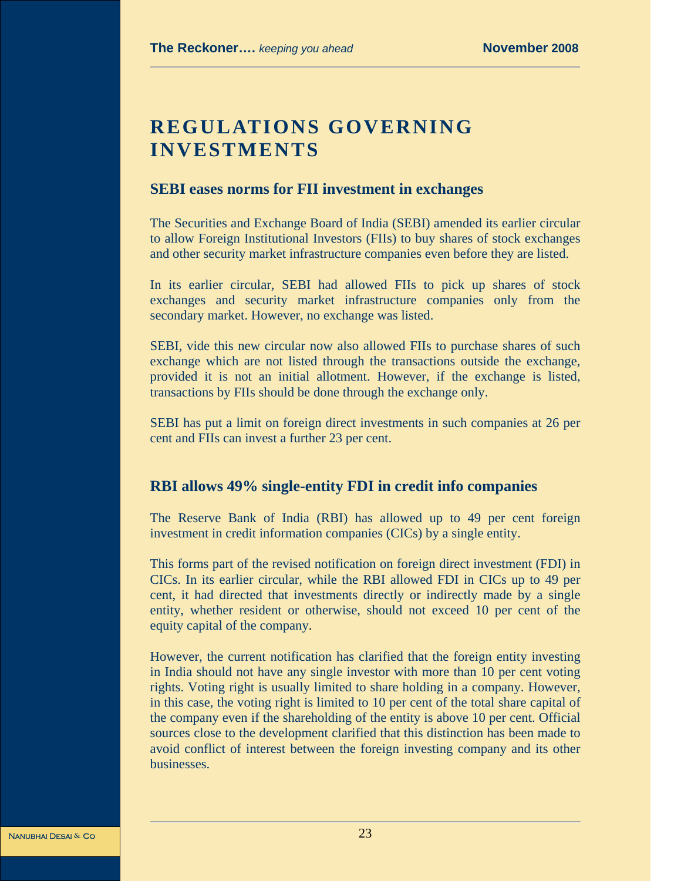# REGULATIONS GOVERNING INVESTMENTS

## SEBI eases norms for FII investment in exchanges

The Securities and Exchange Board of India (SEBI) amended its earlier circular to allow Foreign Institutional Investors (FIIs) to buy shares of stock exchanges and other security market infrastructure companies even before they are listed.

In its earlier circular, SEBI had allowed FIIs to pick up shares of stock exchanges and security market infrastructure companies only from the secondary market. However, no exchange was listed.

SEBI, vide this new circular now also allowed FIIs to purchase shares of such exchange which are not listed through the transactions outside the exchange, provided it is not an initial allotment. However, if the exchange is listed, transactions by FIIs should be done through the exchange only.

SEBI has put a limit on foreign direct investments in such companies at 26 per cent and FIIs can invest a further 23 per cent.

## RBI allows 49% single-entity FDI in credit info companies

The Reserve Bank of India (RBI) has allowed up to 49 per cent foreign investment in credit information companies (CICs) by a single entity.

This forms part of the revised notification on foreign direct investment (FDI) in CICs. In its earlier circular, while the RBI allowed FDI in CICs up to 49 per cent, it had directed that investments directly or indirectly made by a single entity, whether resident or otherwise, should not exceed 10 per cent of the equity capital of the company.

However, the current notification has clarified that the foreign entity investing in India should not have any single investor with more than 10 per cent voting rights. Voting right is usually limited to share holding in a company. However, in this case, the voting right is limited to 10 per cent of the total share capital of the company even if the shareholding of the entity is above 10 per cent. Official sources close to the development clarified that this distinction has been made to avoid conflict of interest between the foreign investing company and its other businesses.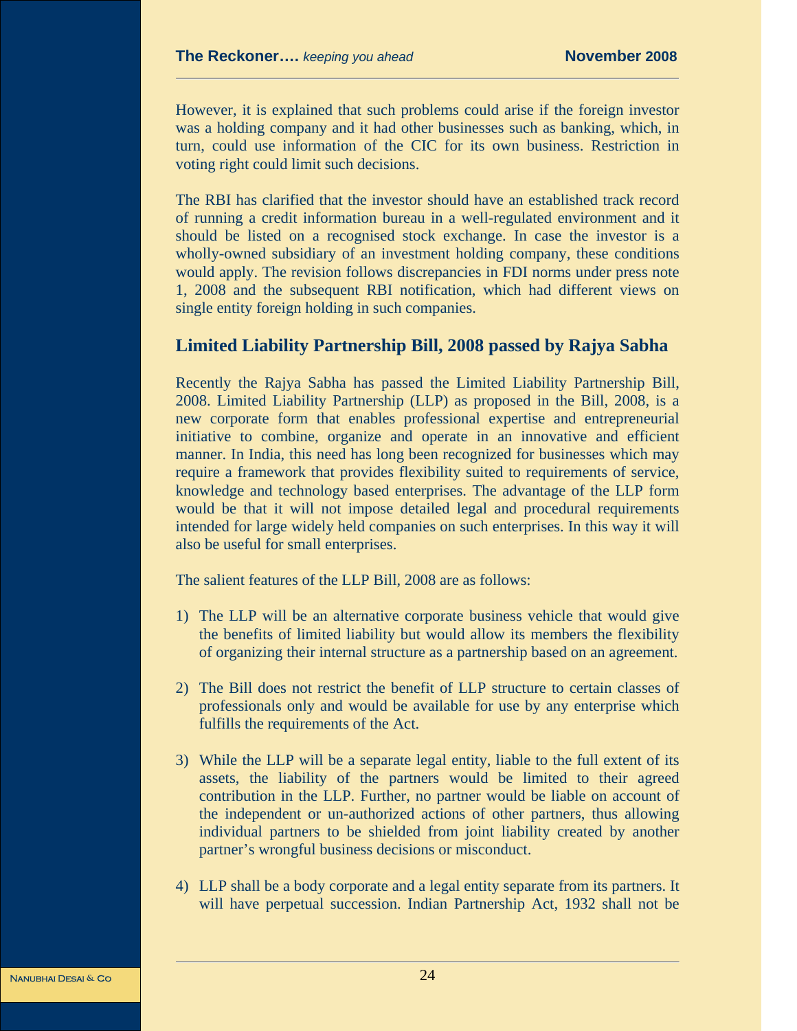However, it is explained that such problems could arise if the foreign investor was a holding company and it had other businesses such as banking, which, in turn, could use information of the CIC for its own business. Restriction in voting right could limit such decisions.

The RBI has clarified that the investor should have an established track record of running a credit information bureau in a well-regulated environment and it should be listed on a recognised stock exchange. In case the investor is a wholly-owned subsidiary of an investment holding company, these conditions would apply. The revision follows discrepancies in FDI norms under press note 1, 2008 and the subsequent RBI notification, which had different views on single entity foreign holding in such companies.

## Limited Liability Partnership Bill, 2008 passed by Rajya Sabha

Recently the Rajya Sabha has passed the Limited Liability Partnership Bill, 2008. Limited Liability Partnership (LLP) as proposed in the Bill, 2008, is a new corporate form that enables professional expertise and entrepreneurial initiative to combine, organize and operate in an innovative and efficient manner. In India, this need has long been recognized for businesses which may require a framework that provides flexibility suited to requirements of service, knowledge and technology based enterprises. The advantage of the LLP form would be that it will not impose detailed legal and procedural requirements intended for large widely held companies on such enterprises. In this way it will also be useful for small enterprises.

The salient features of the LLP Bill, 2008 are as follows:

1) The LLP will be an alternative corporate business vehicle that would give the benefits of limited liability but would allow its members the flexibility of organizing their internal structure as a partnership based on an agreement.

2) The Bill does not restrict the benefit of LLP structure to certain classes of professionals only and would be available for use by any enterprise which fulfills the requirements of the Act.

3) While the LLP will be a separate legal entity, liable to the full extent of its assets, the liability of the partners would be limited to their agreed contribution in the LLP. Further, no partner would be liable on account of the independent or un-authorized actions of other partners, thus allowing individual partners to be shielded from joint liability created by another partner's wrongful business decisions or misconduct.

4) LLP shall be a body corporate and a legal entity separate from its partners. It will have perpetual succession. Indian Partnership Act, 1932 shall not be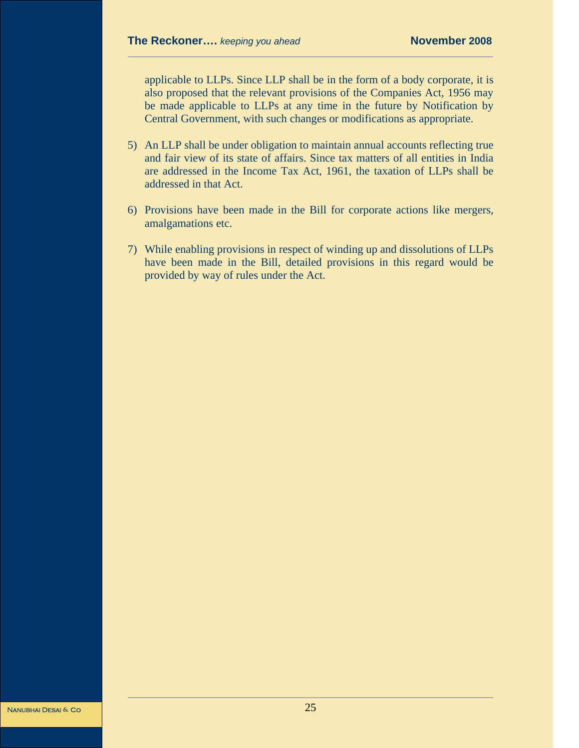applicable to LLPs. Since LLP shall be in the form of a body corporate, it is also proposed that the relevant provisions of the Companies Act, 1956 may be made applicable to LLPs at any time in the future by Notification by Central Government, with such changes or modifications as appropriate.

5) An LLP shall be under obligation to maintain annual accounts reflecting true and fair view of its state of affairs. Since tax matters of all entities in India are addressed in the Income Tax Act, 1961, the taxation of LLPs shall be addressed in that Act.

6) Provisions have been made in the Bill for corporate actions like mergers, amalgamations etc.

7) While enabling provisions in respect of winding up and dissolutions of LLPs have been made in the Bill, detailed provisions in this regard would be provided by way of rules under the Act.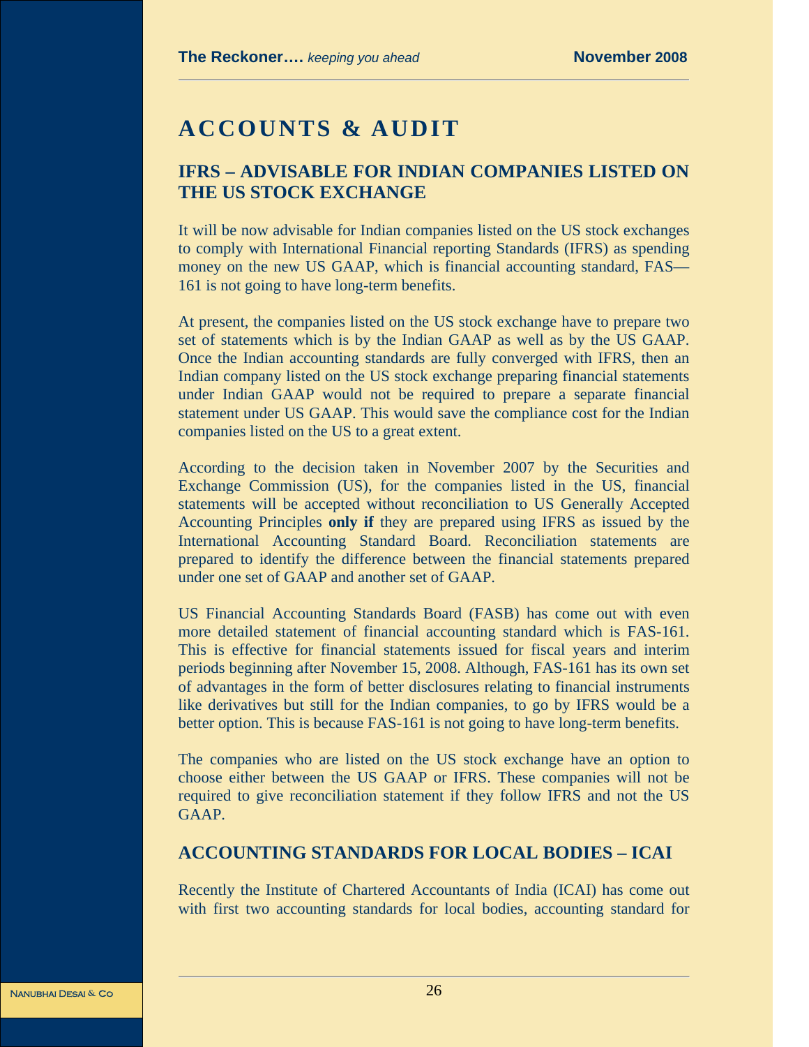# ACCOUNTS & AUDIT

## IFRS – ADVISABLE FOR INDIAN COMPANIES LISTED ON THE US STOCK EXCHANGE

It will be now advisable for Indian companies listed on the US stock exchanges to comply with International Financial reporting Standards (IFRS) as spending money on the new US GAAP, which is financial accounting standard, FAS—161 is not going to have long-term benefits.

At present, the companies listed on the US stock exchange have to prepare two set of statements which is by the Indian GAAP as well as by the US GAAP. Once the Indian accounting standards are fully converged with IFRS, then an Indian company listed on the US stock exchange preparing financial statements under Indian GAAP would not be required to prepare a separate financial statement under US GAAP. This would save the compliance cost for the Indian companies listed on the US to a great extent.

According to the decision taken in November 2007 by the Securities and Exchange Commission (US), for the companies listed in the US, financial statements will be accepted without reconciliation to US Generally Accepted Accounting Principles **only if** they are prepared using IFRS as issued by the International Accounting Standard Board. Reconciliation statements are prepared to identify the difference between the financial statements prepared under one set of GAAP and another set of GAAP.

US Financial Accounting Standards Board (FASB) has come out with even more detailed statement of financial accounting standard which is FAS-161. This is effective for financial statements issued for fiscal years and interim periods beginning after November 15, 2008. Although, FAS-161 has its own set of advantages in the form of better disclosures relating to financial instruments like derivatives but still for the Indian companies, to go by IFRS would be a better option. This is because FAS-161 is not going to have long-term benefits.

The companies who are listed on the US stock exchange have an option to choose either between the US GAAP or IFRS. These companies will not be required to give reconciliation statement if they follow IFRS and not the US GAAP.

## ACCOUNTING STANDARDS FOR LOCAL BODIES – ICAI

Recently the Institute of Chartered Accountants of India (ICAI) has come out with first two accounting standards for local bodies, accounting standard for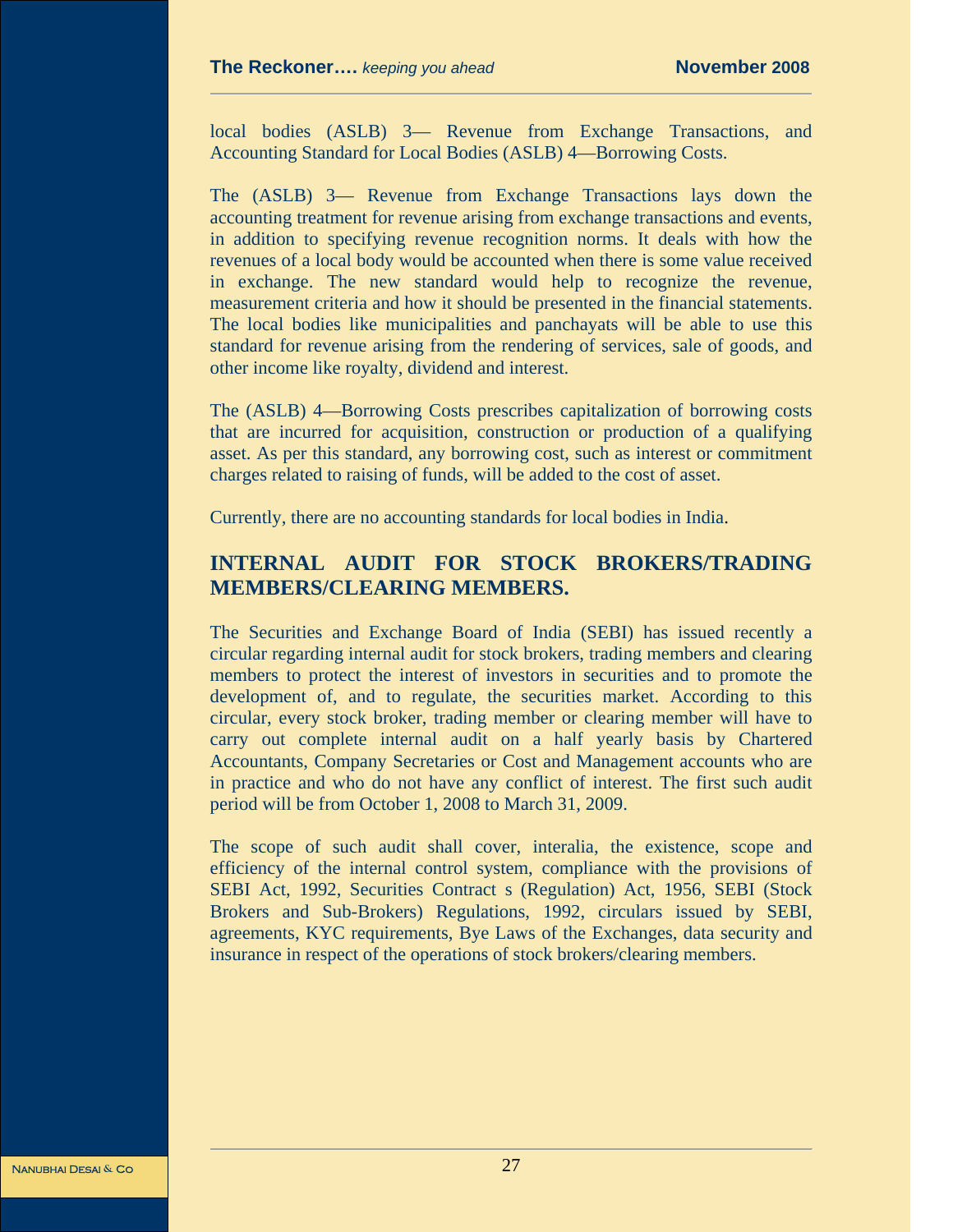local bodies (ASLB) 3— Revenue from Exchange Transactions, and Accounting Standard for Local Bodies (ASLB) 4—Borrowing Costs.

The (ASLB) 3— Revenue from Exchange Transactions lays down the accounting treatment for revenue arising from exchange transactions and events, in addition to specifying revenue recognition norms. It deals with how the revenues of a local body would be accounted when there is some value received in exchange. The new standard would help to recognize the revenue, measurement criteria and how it should be presented in the financial statements. The local bodies like municipalities and panchayats will be able to use this standard for revenue arising from the rendering of services, sale of goods, and other income like royalty, dividend and interest.

The (ASLB) 4—Borrowing Costs prescribes capitalization of borrowing costs that are incurred for acquisition, construction or production of a qualifying asset. As per this standard, any borrowing cost, such as interest or commitment charges related to raising of funds, will be added to the cost of asset.

Currently, there are no accounting standards for local bodies in India.

## INTERNAL AUDIT FOR STOCK BROKERS/TRADING MEMBERS/CLEARING MEMBERS.

The Securities and Exchange Board of India (SEBI) has issued recently a circular regarding internal audit for stock brokers, trading members and clearing members to protect the interest of investors in securities and to promote the development of, and to regulate, the securities market. According to this circular, every stock broker, trading member or clearing member will have to carry out complete internal audit on a half yearly basis by Chartered Accountants, Company Secretaries or Cost and Management accounts who are in practice and who do not have any conflict of interest. The first such audit period will be from October 1, 2008 to March 31, 2009.

The scope of such audit shall cover, interalia, the existence, scope and efficiency of the internal control system, compliance with the provisions of SEBI Act, 1992, Securities Contract s (Regulation) Act, 1956, SEBI (Stock Brokers and Sub-Brokers) Regulations, 1992, circulars issued by SEBI, agreements, KYC requirements, Bye Laws of the Exchanges, data security and insurance in respect of the operations of stock brokers/clearing members.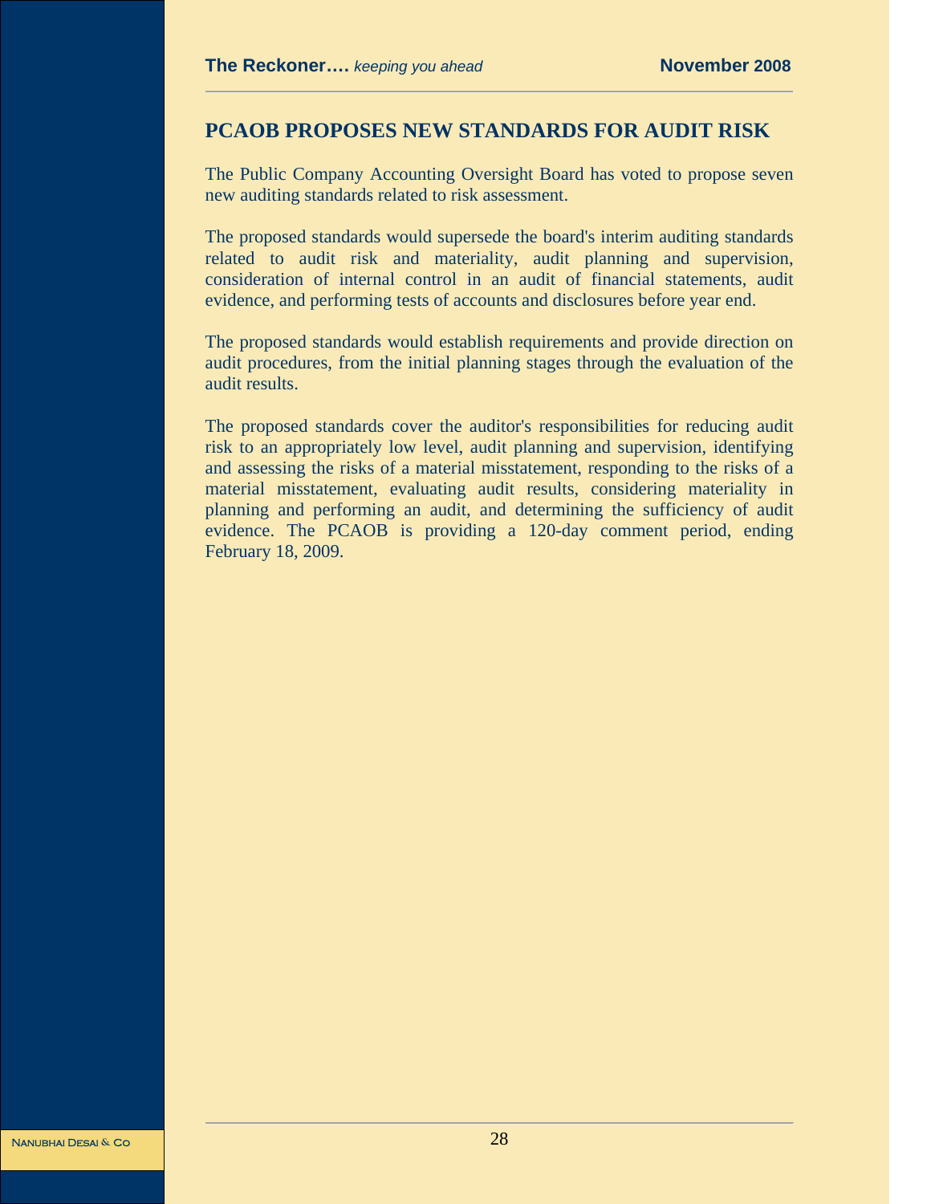## PCAOB PROPOSES NEW STANDARDS FOR AUDIT RISK

The Public Company Accounting Oversight Board has voted to propose seven new auditing standards related to risk assessment.

The proposed standards would supersede the board's interim auditing standards related to audit risk and materiality, audit planning and supervision, consideration of internal control in an audit of financial statements, audit evidence, and performing tests of accounts and disclosures before year end.

The proposed standards would establish requirements and provide direction on audit procedures, from the initial planning stages through the evaluation of the audit results.

The proposed standards cover the auditor's responsibilities for reducing audit risk to an appropriately low level, audit planning and supervision, identifying and assessing the risks of a material misstatement, responding to the risks of a material misstatement, evaluating audit results, considering materiality in planning and performing an audit, and determining the sufficiency of audit evidence. The PCAOB is providing a 120-day comment period, ending February 18, 2009.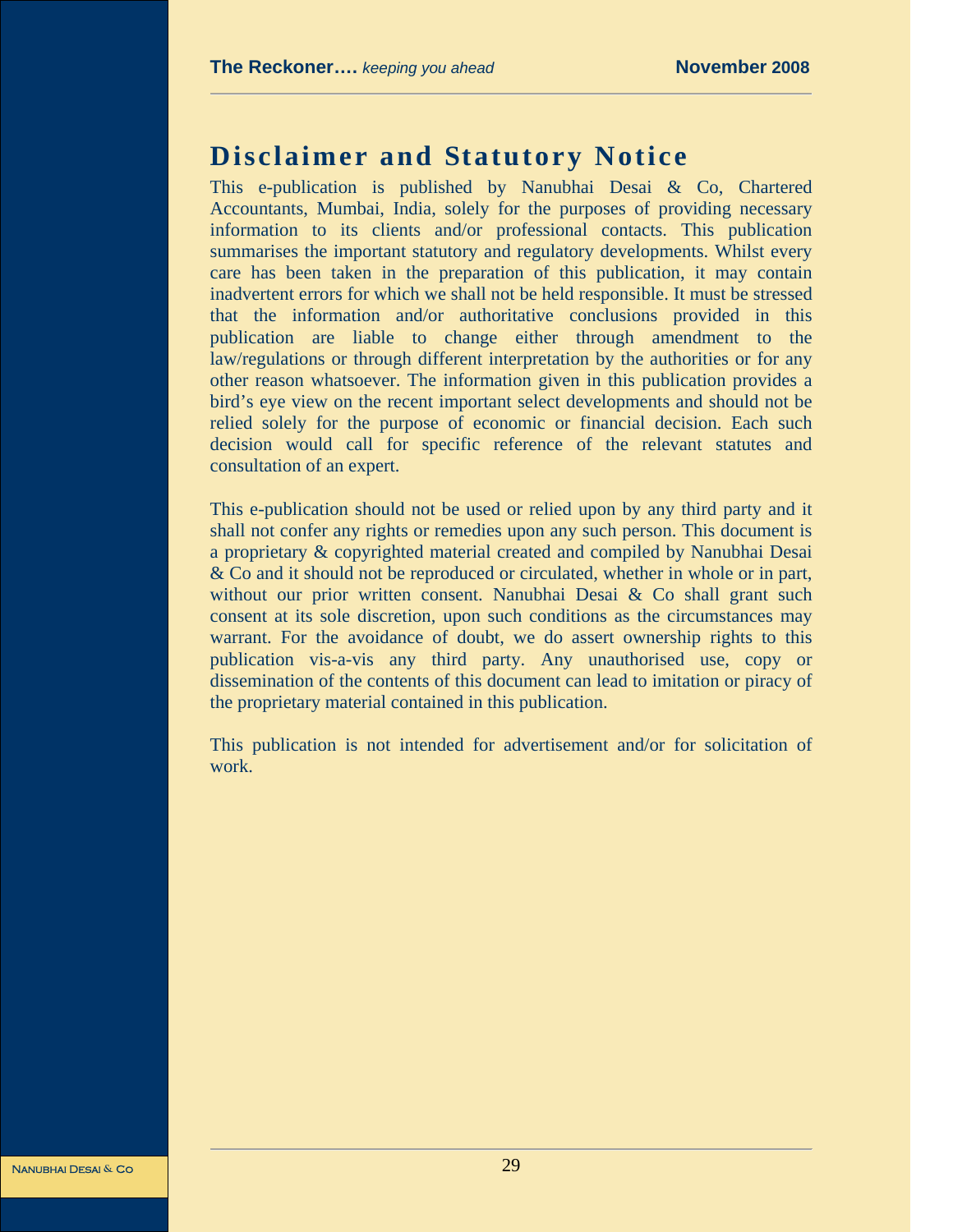# Disclaimer and Statutory Notice

This e-publication is published by Nanubhai Desai & Co, Chartered Accountants, Mumbai, India, solely for the purposes of providing necessary information to its clients and/or professional contacts. This publication summarises the important statutory and regulatory developments. Whilst every care has been taken in the preparation of this publication, it may contain inadvertent errors for which we shall not be held responsible. It must be stressed that the information and/or authoritative conclusions provided in this publication are liable to change either through amendment to the law/regulations or through different interpretation by the authorities or for any other reason whatsoever. The information given in this publication provides a bird's eye view on the recent important select developments and should not be relied solely for the purpose of economic or financial decision. Each such decision would call for specific reference of the relevant statutes and consultation of an expert.

This e-publication should not be used or relied upon by any third party and it shall not confer any rights or remedies upon any such person. This document is a proprietary & copyrighted material created and compiled by Nanubhai Desai & Co and it should not be reproduced or circulated, whether in whole or in part, without our prior written consent. Nanubhai Desai & Co shall grant such consent at its sole discretion, upon such conditions as the circumstances may warrant. For the avoidance of doubt, we do assert ownership rights to this publication vis-a-vis any third party. Any unauthorised use, copy or dissemination of the contents of this document can lead to imitation or piracy of the proprietary material contained in this publication.

This publication is not intended for advertisement and/or for solicitation of work.